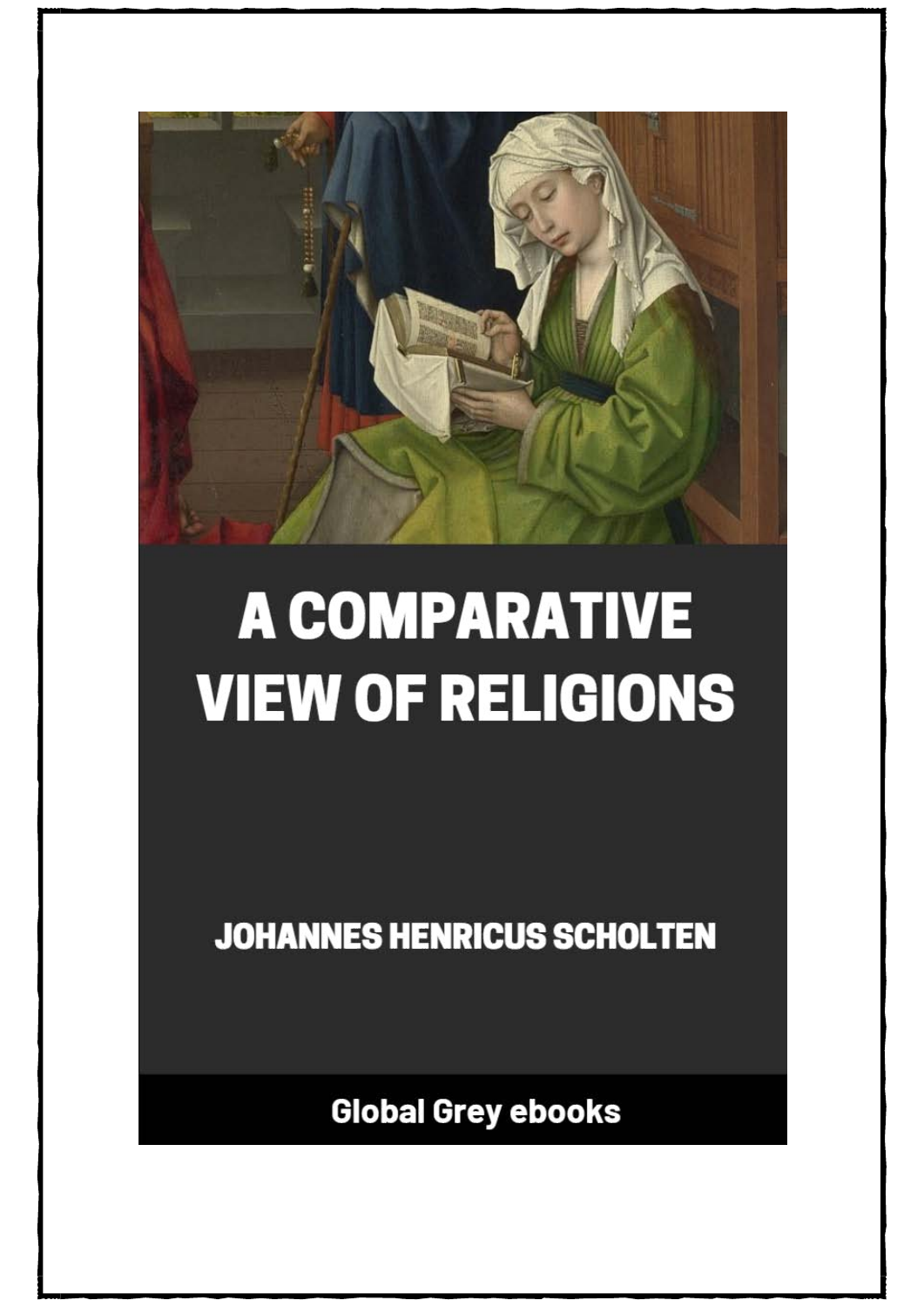# A COMPARATIVE VIEW OF RELIGIONS

JOHANNES HENRICUS SCHOLTEN

Global Grey ebooks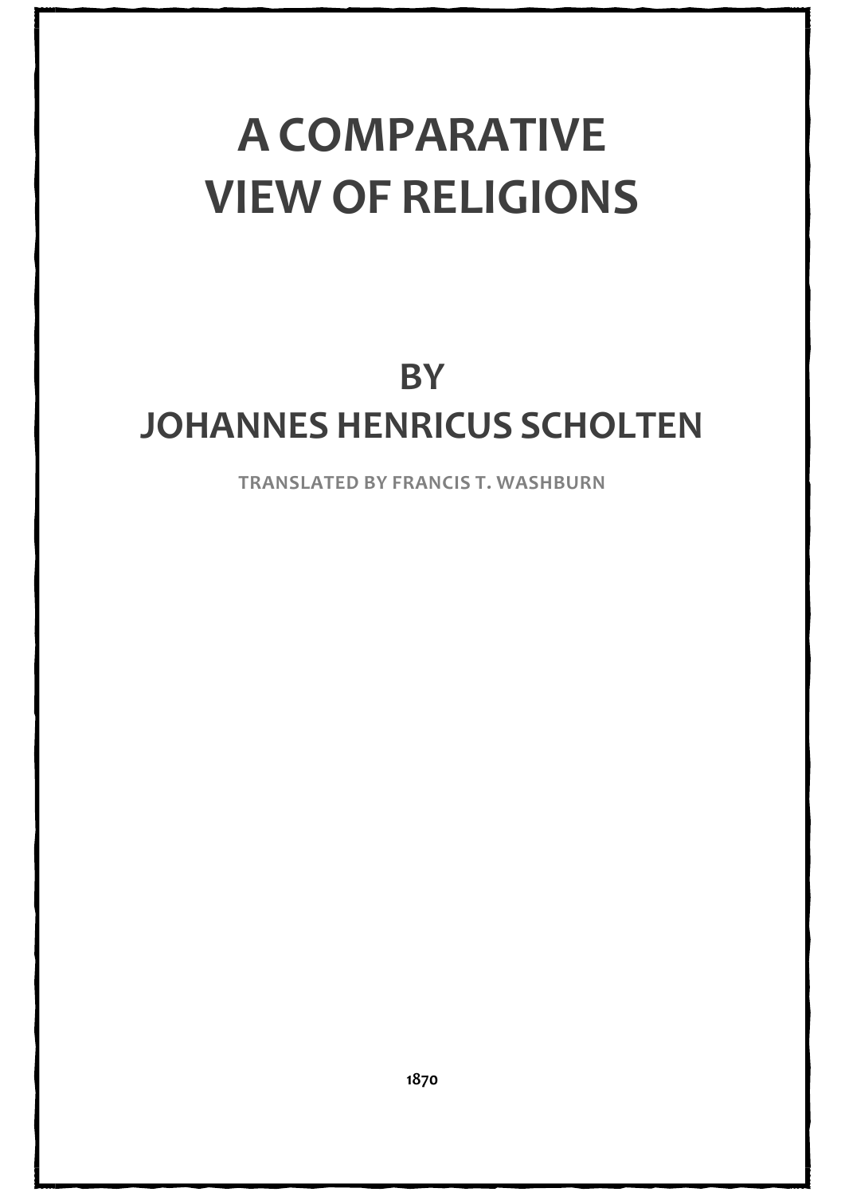# A COMPARATIVE VIEW OF RELIGIONS

## BY
## JOHANNES HENRICUS SCHOLTEN

TRANSLATED BY FRANCIS T. WASHBURN

1870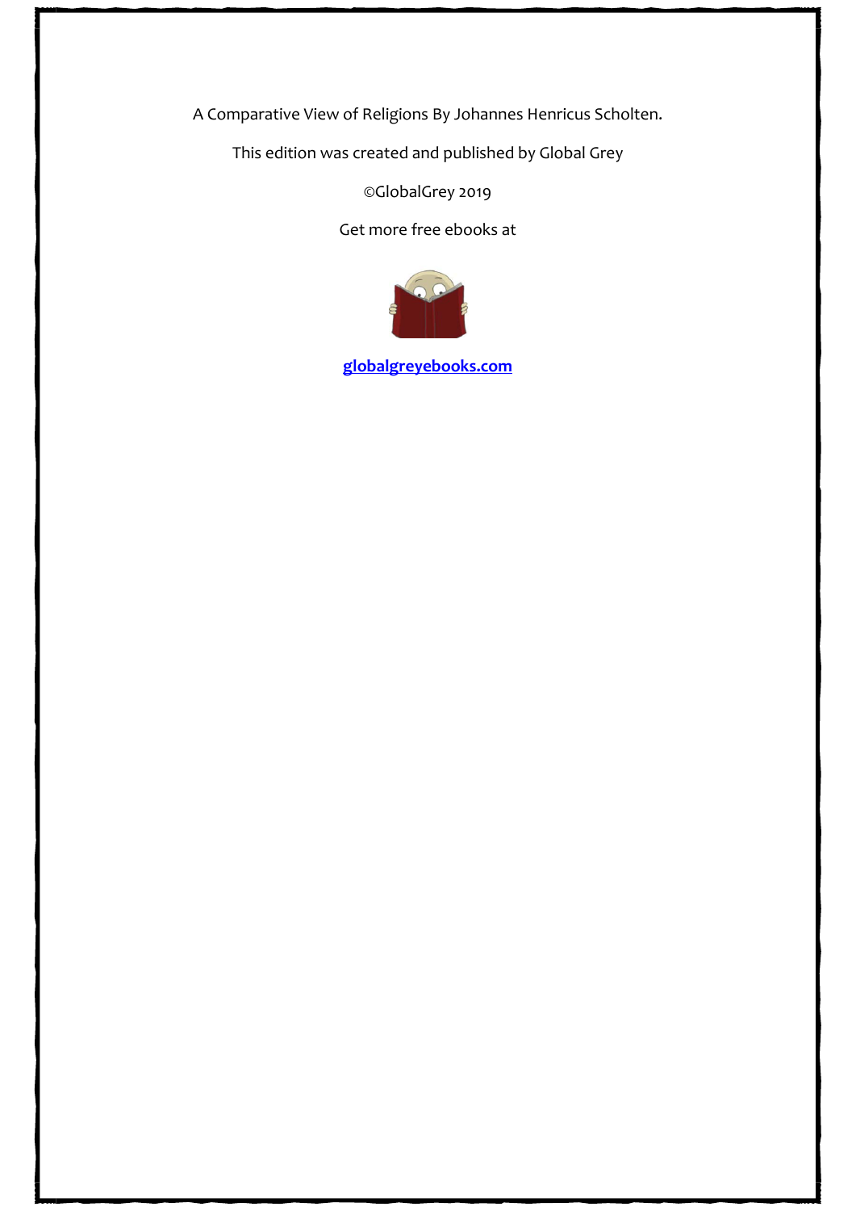A Comparative View of Religions By Johannes Henricus Scholten.

This edition was created and published by Global Grey

©GlobalGrey 2019

Get more free ebooks at

**globalgreyebooks.com**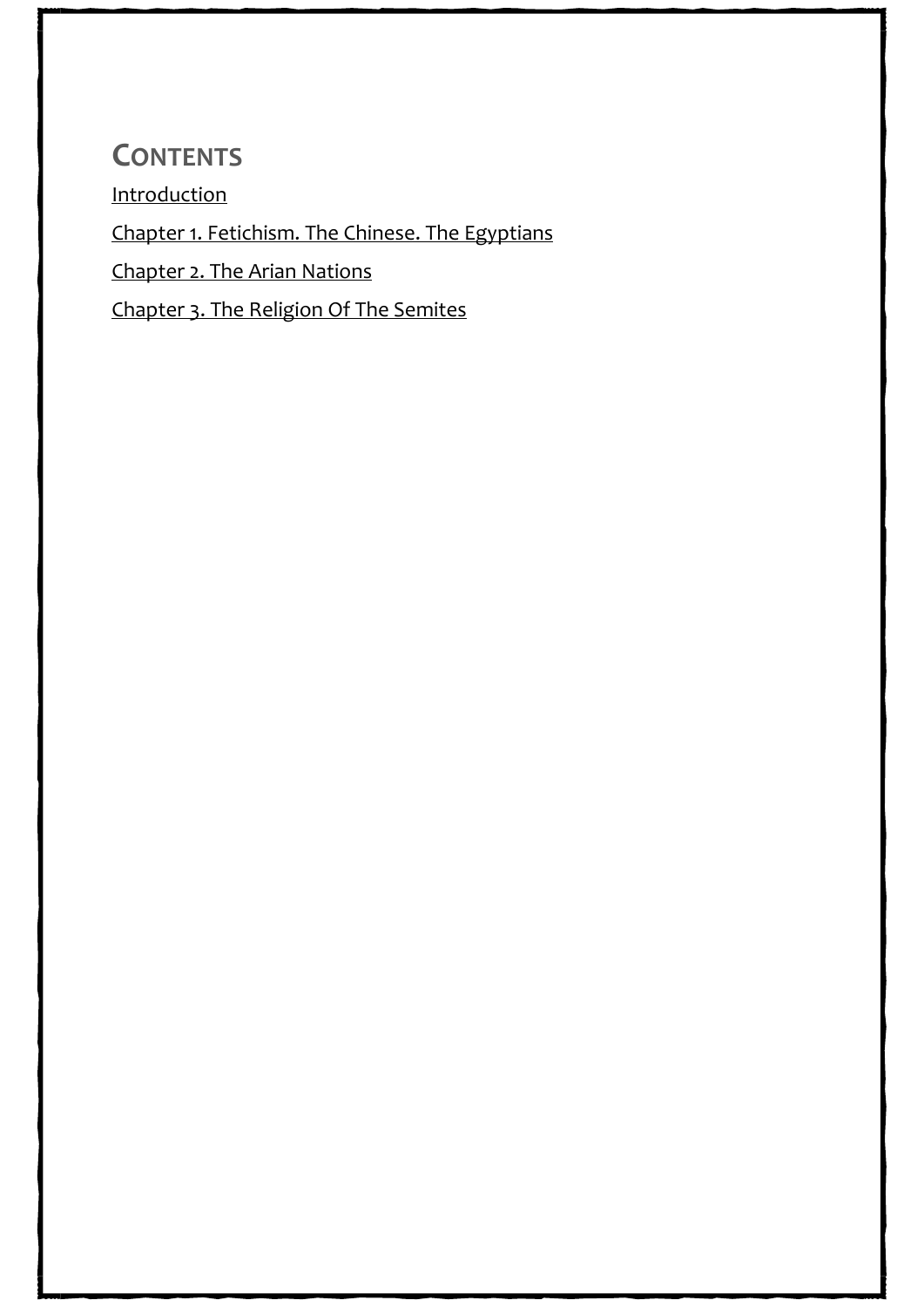## CONTENTS

Introduction

Chapter 1. Fetichism. The Chinese. The Egyptians

Chapter 2. The Arian Nations

Chapter 3. The Religion Of The Semites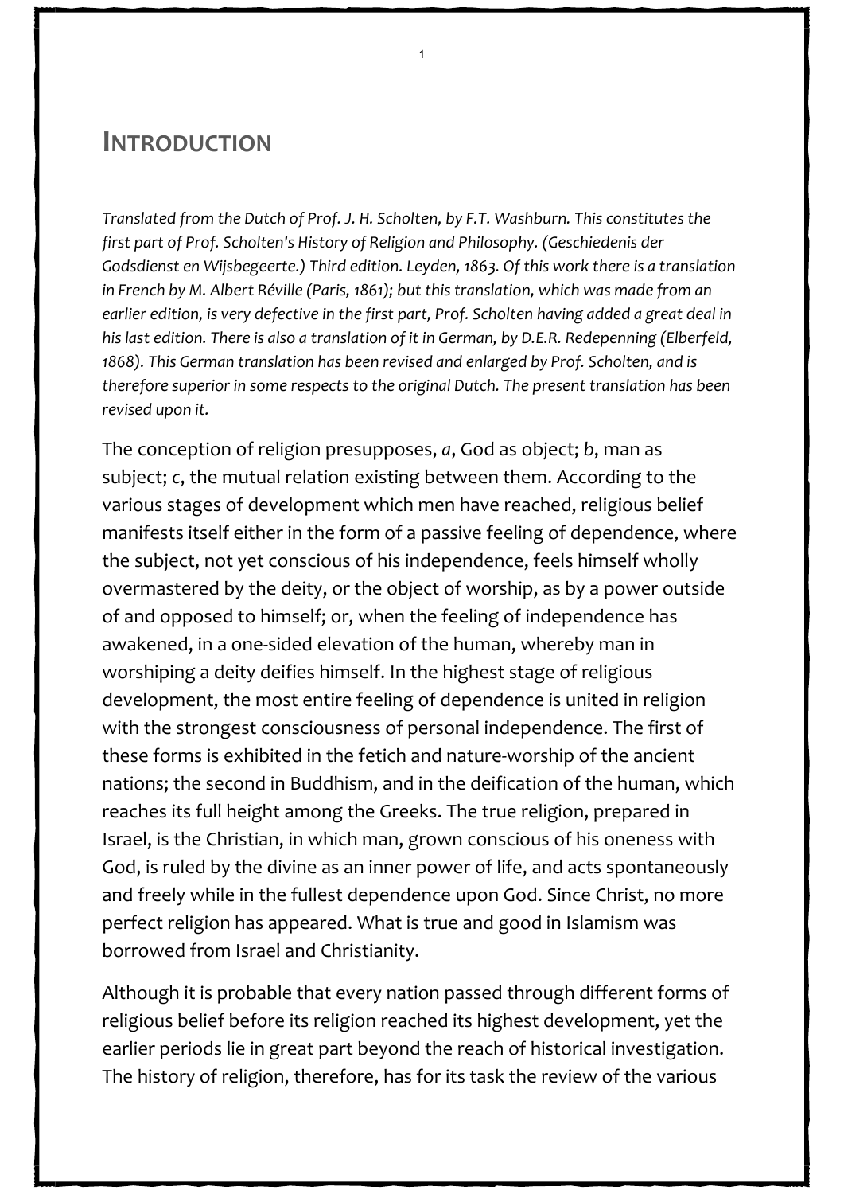# INTRODUCTION

*Translated from the Dutch of Prof. J. H. Scholten, by F.T. Washburn. This constitutes the first part of Prof. Scholten's History of Religion and Philosophy. (Geschiedenis der Godsdienst en Wijsbegeerte.) Third edition. Leyden, 1863. Of this work there is a translation in French by M. Albert Réville (Paris, 1861); but this translation, which was made from an earlier edition, is very defective in the first part, Prof. Scholten having added a great deal in his last edition. There is also a translation of it in German, by D.E.R. Redepenning (Elberfeld, 1868). This German translation has been revised and enlarged by Prof. Scholten, and is therefore superior in some respects to the original Dutch. The present translation has been revised upon it.*

The conception of religion presupposes, *a*, God as object; *b*, man as subject; *c*, the mutual relation existing between them. According to the various stages of development which men have reached, religious belief manifests itself either in the form of a passive feeling of dependence, where the subject, not yet conscious of his independence, feels himself wholly overmastered by the deity, or the object of worship, as by a power outside of and opposed to himself; or, when the feeling of independence has awakened, in a one-sided elevation of the human, whereby man in worshiping a deity deifies himself. In the highest stage of religious development, the most entire feeling of dependence is united in religion with the strongest consciousness of personal independence. The first of these forms is exhibited in the fetich and nature-worship of the ancient nations; the second in Buddhism, and in the deification of the human, which reaches its full height among the Greeks. The true religion, prepared in Israel, is the Christian, in which man, grown conscious of his oneness with God, is ruled by the divine as an inner power of life, and acts spontaneously and freely while in the fullest dependence upon God. Since Christ, no more perfect religion has appeared. What is true and good in Islamism was borrowed from Israel and Christianity.

Although it is probable that every nation passed through different forms of religious belief before its religion reached its highest development, yet the earlier periods lie in great part beyond the reach of historical investigation. The history of religion, therefore, has for its task the review of the various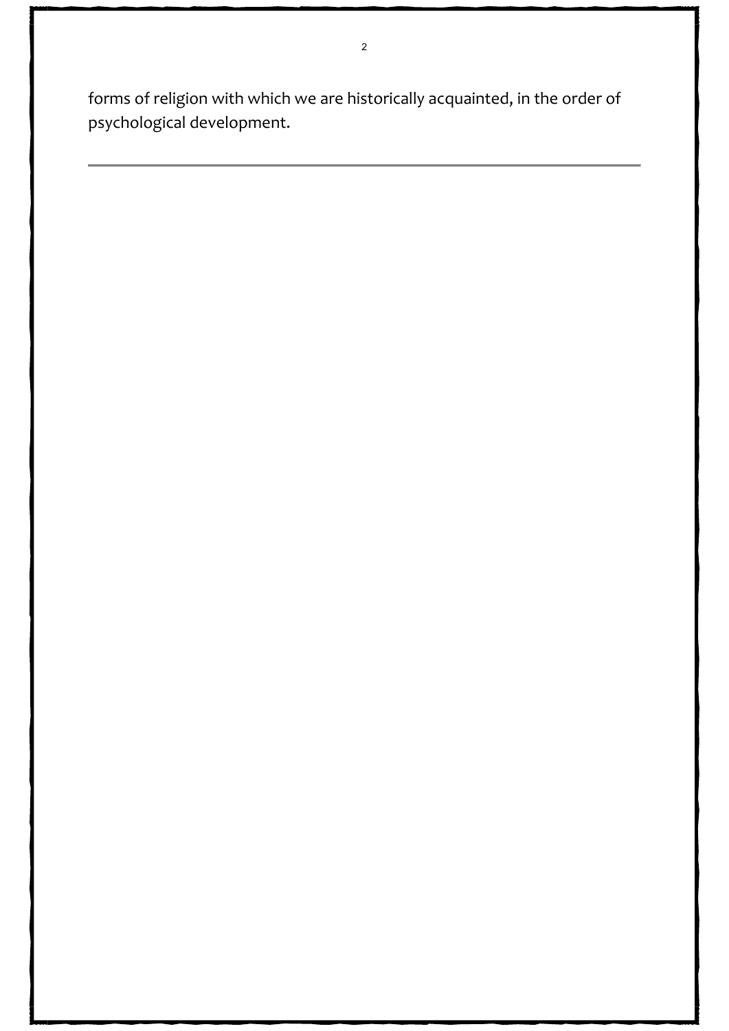forms of religion with which we are historically acquainted, in the order of psychological development.

---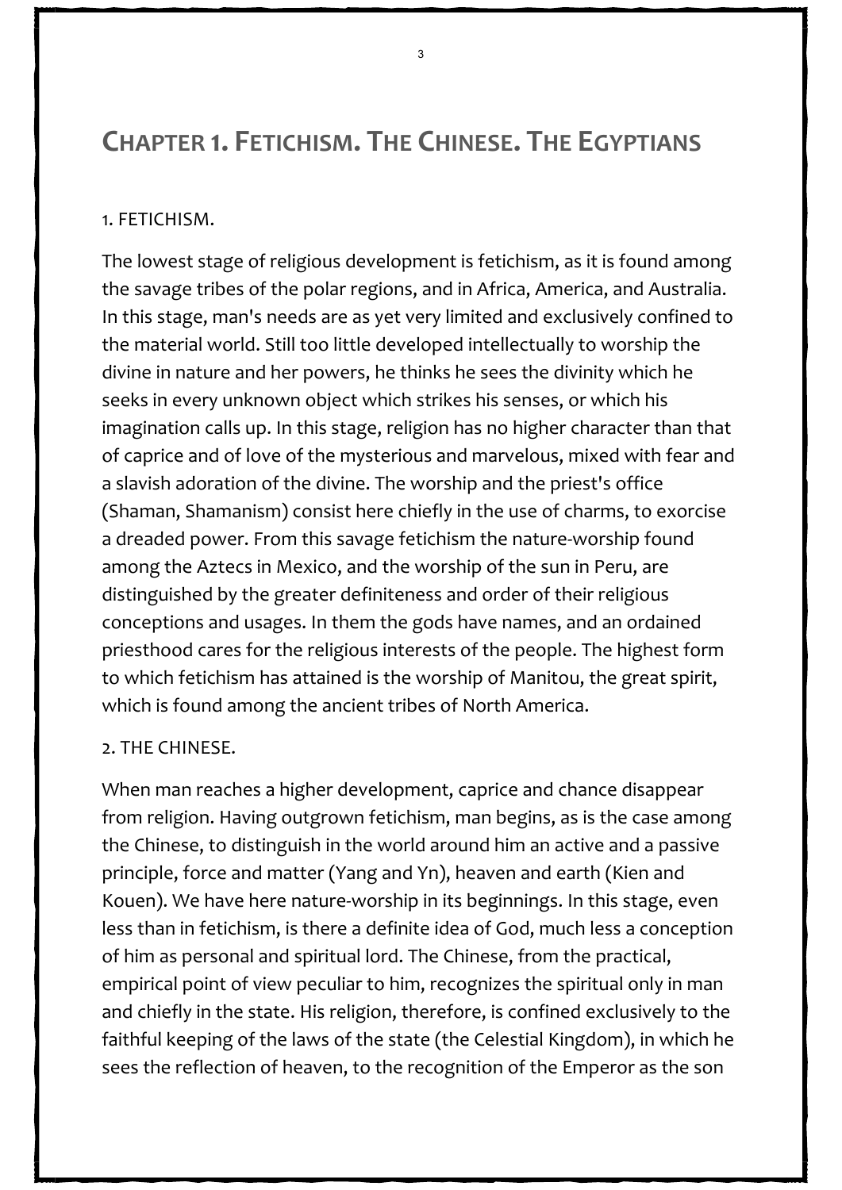# CHAPTER 1. FETICHISM. THE CHINESE. THE EGYPTIANS

1. FETICHISM.

The lowest stage of religious development is fetichism, as it is found among the savage tribes of the polar regions, and in Africa, America, and Australia. In this stage, man's needs are as yet very limited and exclusively confined to the material world. Still too little developed intellectually to worship the divine in nature and her powers, he thinks he sees the divinity which he seeks in every unknown object which strikes his senses, or which his imagination calls up. In this stage, religion has no higher character than that of caprice and of love of the mysterious and marvelous, mixed with fear and a slavish adoration of the divine. The worship and the priest's office (Shaman, Shamanism) consist here chiefly in the use of charms, to exorcise a dreaded power. From this savage fetichism the nature-worship found among the Aztecs in Mexico, and the worship of the sun in Peru, are distinguished by the greater definiteness and order of their religious conceptions and usages. In them the gods have names, and an ordained priesthood cares for the religious interests of the people. The highest form to which fetichism has attained is the worship of Manitou, the great spirit, which is found among the ancient tribes of North America.

2. THE CHINESE.

When man reaches a higher development, caprice and chance disappear from religion. Having outgrown fetichism, man begins, as is the case among the Chinese, to distinguish in the world around him an active and a passive principle, force and matter (Yang and Yn), heaven and earth (Kien and Kouen). We have here nature-worship in its beginnings. In this stage, even less than in fetichism, is there a definite idea of God, much less a conception of him as personal and spiritual lord. The Chinese, from the practical, empirical point of view peculiar to him, recognizes the spiritual only in man and chiefly in the state. His religion, therefore, is confined exclusively to the faithful keeping of the laws of the state (the Celestial Kingdom), in which he sees the reflection of heaven, to the recognition of the Emperor as the son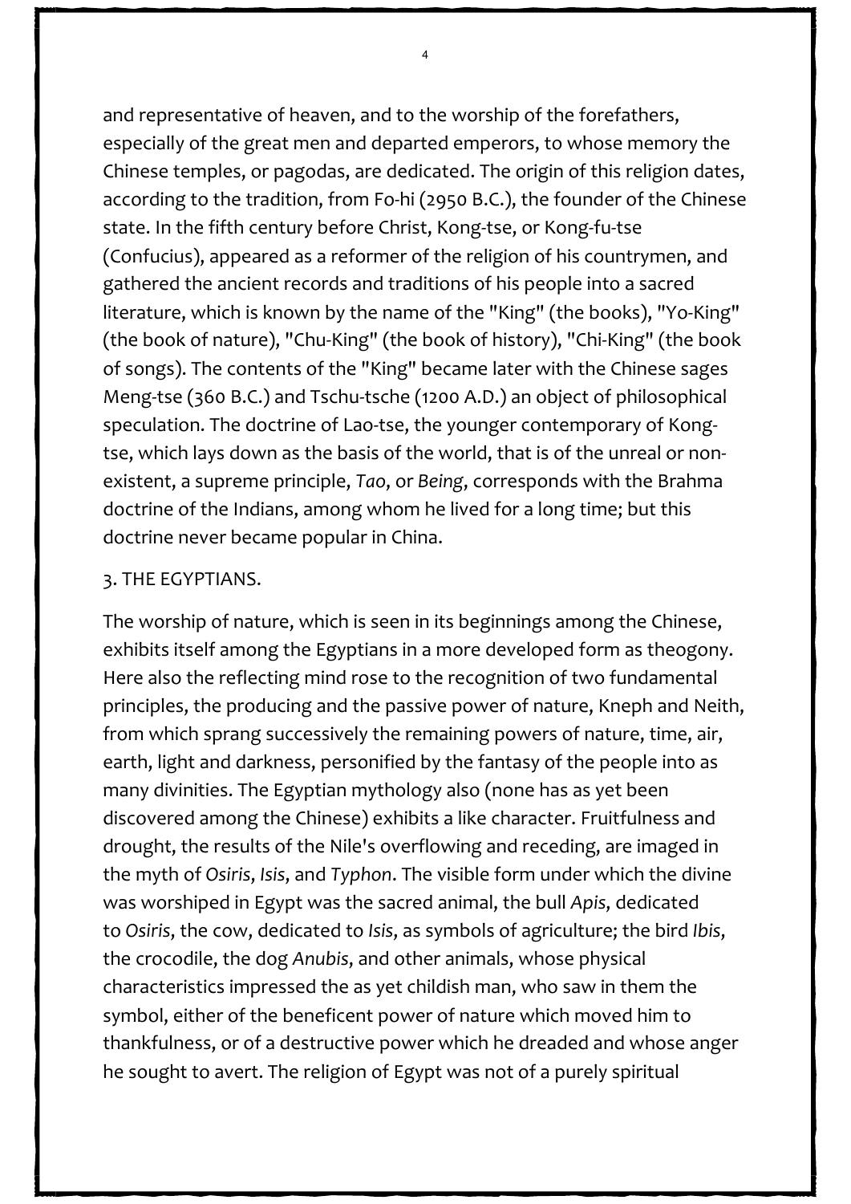and representative of heaven, and to the worship of the forefathers, especially of the great men and departed emperors, to whose memory the Chinese temples, or pagodas, are dedicated. The origin of this religion dates, according to the tradition, from Fo-hi (2950 B.C.), the founder of the Chinese state. In the fifth century before Christ, Kong-tse, or Kong-fu-tse (Confucius), appeared as a reformer of the religion of his countrymen, and gathered the ancient records and traditions of his people into a sacred literature, which is known by the name of the "King" (the books), "Yo-King" (the book of nature), "Chu-King" (the book of history), "Chi-King" (the book of songs). The contents of the "King" became later with the Chinese sages Meng-tse (360 B.C.) and Tschu-tsche (1200 A.D.) an object of philosophical speculation. The doctrine of Lao-tse, the younger contemporary of Kong-tse, which lays down as the basis of the world, that is of the unreal or non-existent, a supreme principle, *Tao*, or *Being*, corresponds with the Brahma doctrine of the Indians, among whom he lived for a long time; but this doctrine never became popular in China.

### 3. THE EGYPTIANS.

The worship of nature, which is seen in its beginnings among the Chinese, exhibits itself among the Egyptians in a more developed form as theogony. Here also the reflecting mind rose to the recognition of two fundamental principles, the producing and the passive power of nature, Kneph and Neith, from which sprang successively the remaining powers of nature, time, air, earth, light and darkness, personified by the fantasy of the people into as many divinities. The Egyptian mythology also (none has as yet been discovered among the Chinese) exhibits a like character. Fruitfulness and drought, the results of the Nile's overflowing and receding, are imaged in the myth of *Osiris*, *Isis*, and *Typhon*. The visible form under which the divine was worshiped in Egypt was the sacred animal, the bull *Apis*, dedicated to *Osiris*, the cow, dedicated to *Isis*, as symbols of agriculture; the bird *Ibis*, the crocodile, the dog *Anubis*, and other animals, whose physical characteristics impressed the as yet childish man, who saw in them the symbol, either of the beneficent power of nature which moved him to thankfulness, or of a destructive power which he dreaded and whose anger he sought to avert. The religion of Egypt was not of a purely spiritual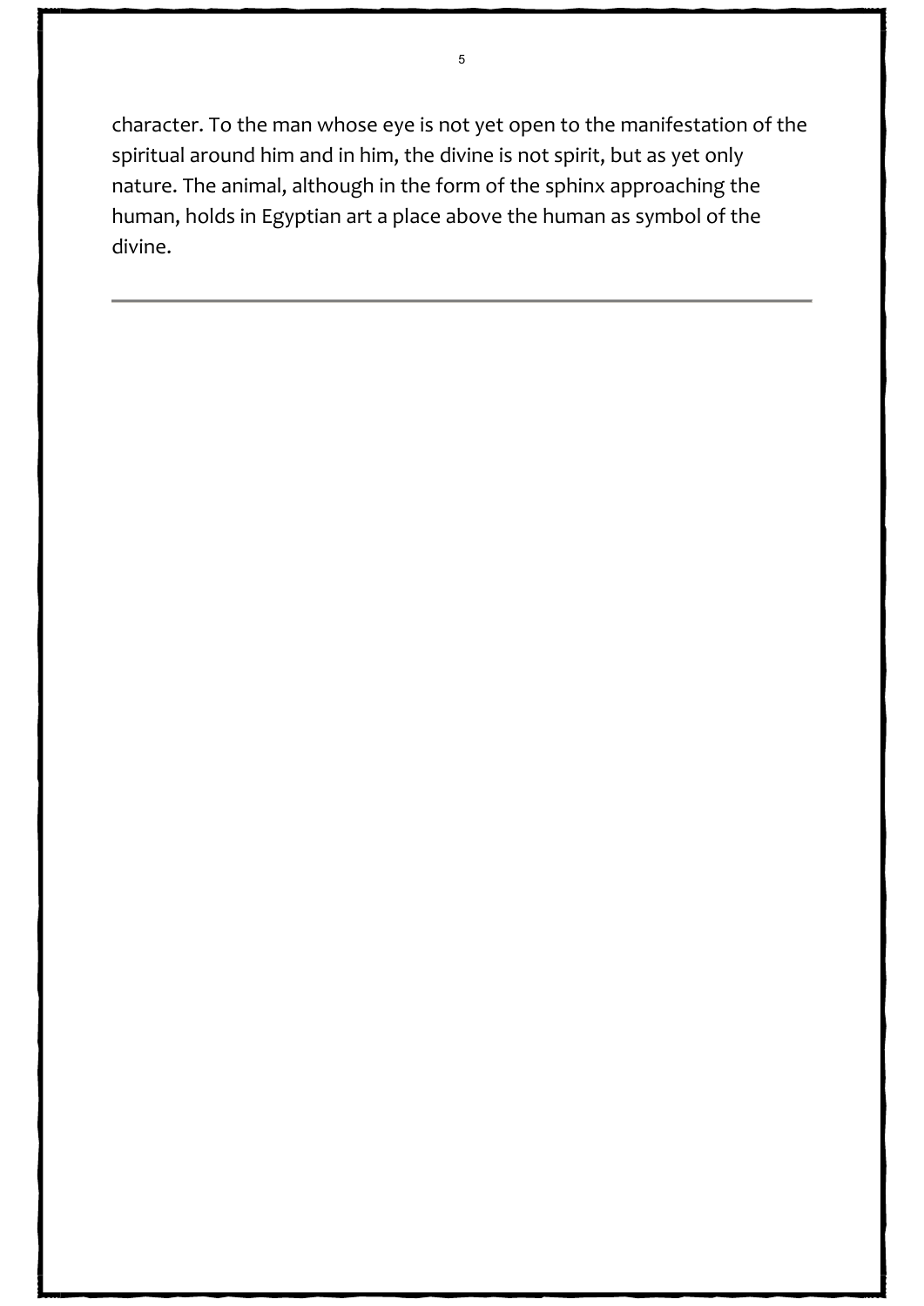character. To the man whose eye is not yet open to the manifestation of the spiritual around him and in him, the divine is not spirit, but as yet only nature. The animal, although in the form of the sphinx approaching the human, holds in Egyptian art a place above the human as symbol of the divine.

---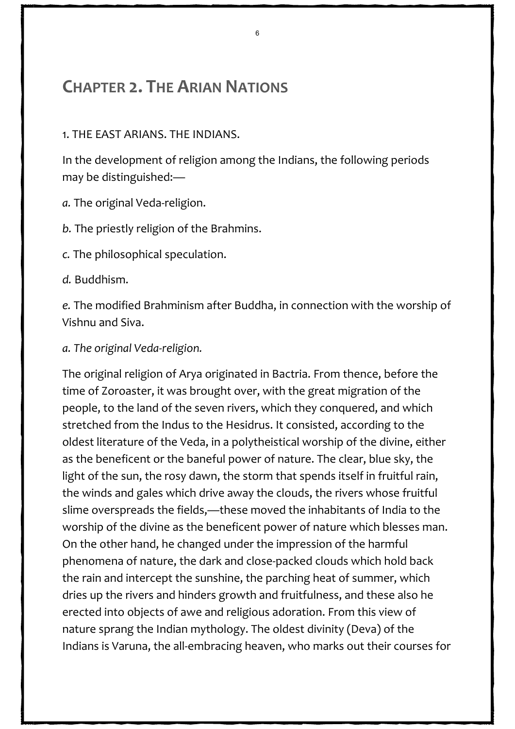## Chapter 2. The Arian Nations

1. THE EAST ARIANS. THE INDIANS.

In the development of religion among the Indians, the following periods may be distinguished:—

*a.* The original Veda-religion.

*b.* The priestly religion of the Brahmins.

*c.* The philosophical speculation.

*d.* Buddhism.

*e.* The modified Brahminism after Buddha, in connection with the worship of Vishnu and Siva.

*a. The original Veda-religion.*

The original religion of Arya originated in Bactria. From thence, before the time of Zoroaster, it was brought over, with the great migration of the people, to the land of the seven rivers, which they conquered, and which stretched from the Indus to the Hesidrus. It consisted, according to the oldest literature of the Veda, in a polytheistical worship of the divine, either as the beneficent or the baneful power of nature. The clear, blue sky, the light of the sun, the rosy dawn, the storm that spends itself in fruitful rain, the winds and gales which drive away the clouds, the rivers whose fruitful slime overspreads the fields,—these moved the inhabitants of India to the worship of the divine as the beneficent power of nature which blesses man. On the other hand, he changed under the impression of the harmful phenomena of nature, the dark and close-packed clouds which hold back the rain and intercept the sunshine, the parching heat of summer, which dries up the rivers and hinders growth and fruitfulness, and these also he erected into objects of awe and religious adoration. From this view of nature sprang the Indian mythology. The oldest divinity (Deva) of the Indians is Varuna, the all-embracing heaven, who marks out their courses for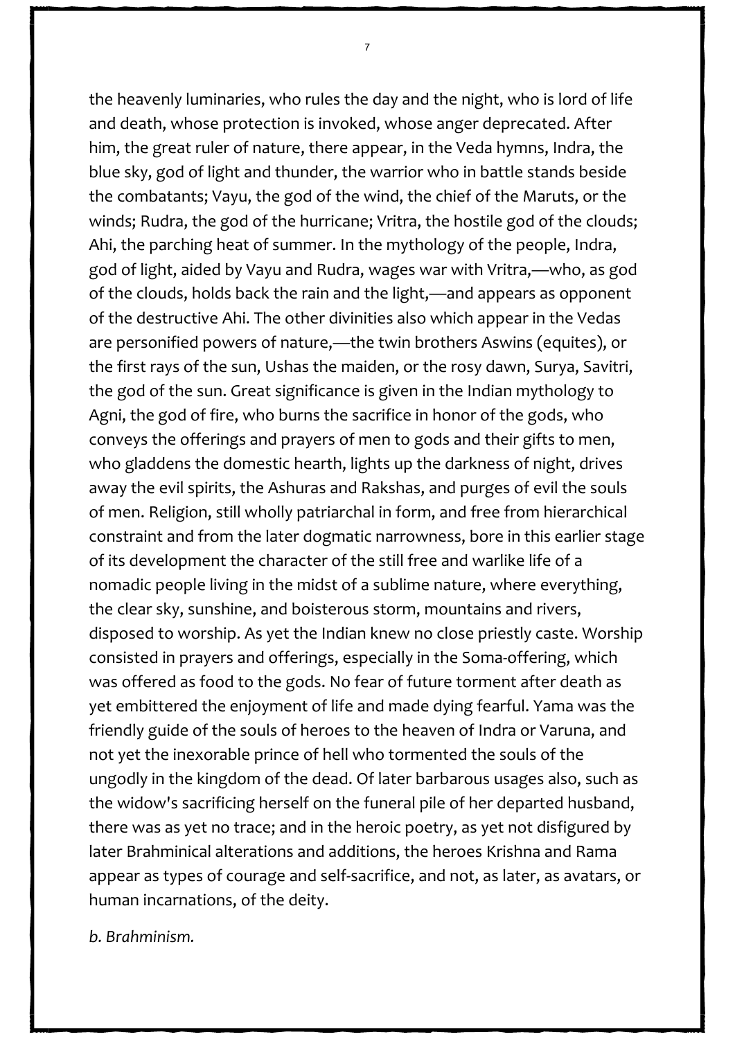the heavenly luminaries, who rules the day and the night, who is lord of life and death, whose protection is invoked, whose anger deprecated. After him, the great ruler of nature, there appear, in the Veda hymns, Indra, the blue sky, god of light and thunder, the warrior who in battle stands beside the combatants; Vayu, the god of the wind, the chief of the Maruts, or the winds; Rudra, the god of the hurricane; Vritra, the hostile god of the clouds; Ahi, the parching heat of summer. In the mythology of the people, Indra, god of light, aided by Vayu and Rudra, wages war with Vritra,—who, as god of the clouds, holds back the rain and the light,—and appears as opponent of the destructive Ahi. The other divinities also which appear in the Vedas are personified powers of nature,—the twin brothers Aswins (equites), or the first rays of the sun, Ushas the maiden, or the rosy dawn, Surya, Savitri, the god of the sun. Great significance is given in the Indian mythology to Agni, the god of fire, who burns the sacrifice in honor of the gods, who conveys the offerings and prayers of men to gods and their gifts to men, who gladdens the domestic hearth, lights up the darkness of night, drives away the evil spirits, the Ashuras and Rakshas, and purges of evil the souls of men. Religion, still wholly patriarchal in form, and free from hierarchical constraint and from the later dogmatic narrowness, bore in this earlier stage of its development the character of the still free and warlike life of a nomadic people living in the midst of a sublime nature, where everything, the clear sky, sunshine, and boisterous storm, mountains and rivers, disposed to worship. As yet the Indian knew no close priestly caste. Worship consisted in prayers and offerings, especially in the Soma-offering, which was offered as food to the gods. No fear of future torment after death as yet embittered the enjoyment of life and made dying fearful. Yama was the friendly guide of the souls of heroes to the heaven of Indra or Varuna, and not yet the inexorable prince of hell who tormented the souls of the ungodly in the kingdom of the dead. Of later barbarous usages also, such as the widow's sacrificing herself on the funeral pile of her departed husband, there was as yet no trace; and in the heroic poetry, as yet not disfigured by later Brahminical alterations and additions, the heroes Krishna and Rama appear as types of courage and self-sacrifice, and not, as later, as avatars, or human incarnations, of the deity.

*b. Brahminism.*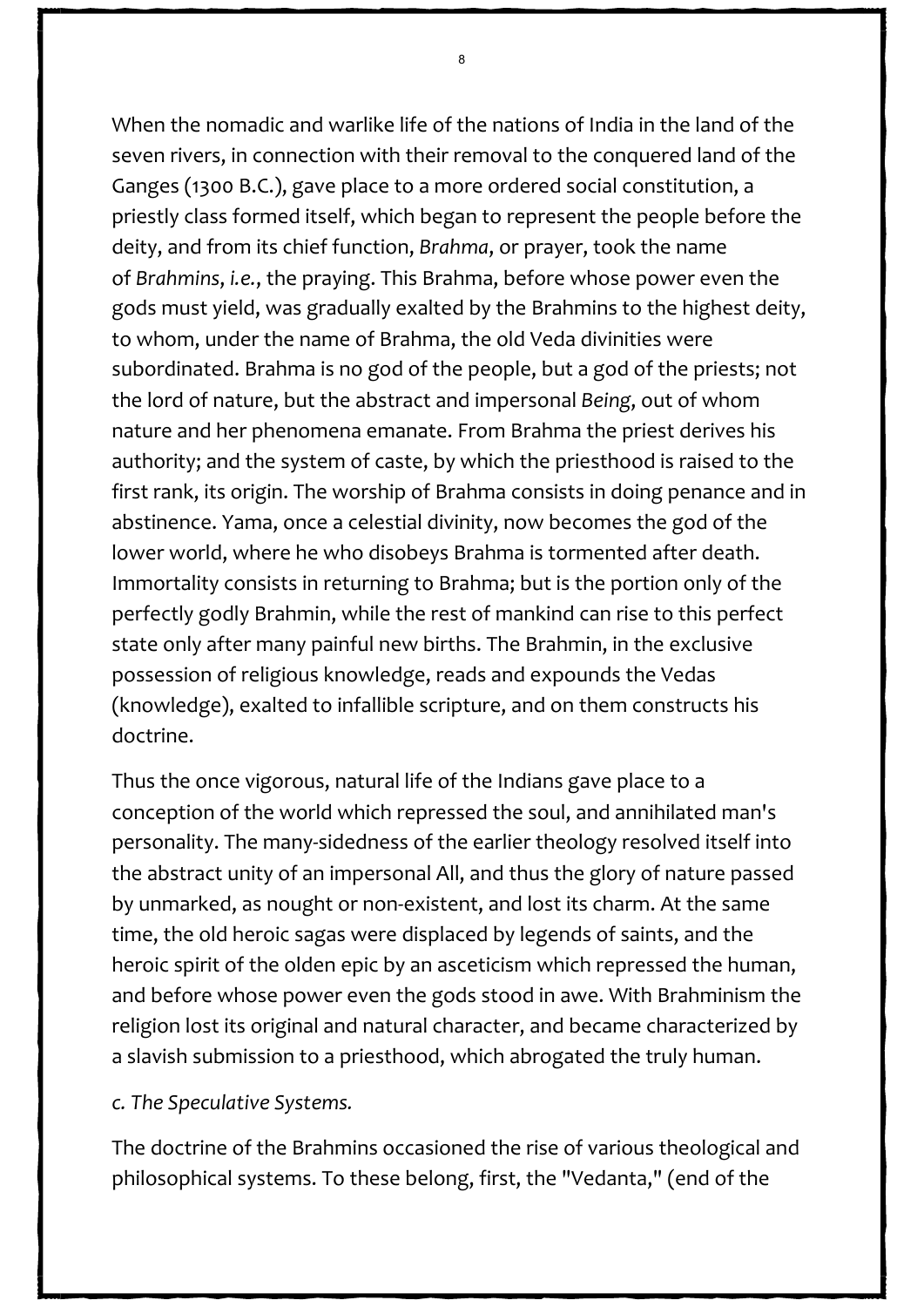When the nomadic and warlike life of the nations of India in the land of the seven rivers, in connection with their removal to the conquered land of the Ganges (1300 B.C.), gave place to a more ordered social constitution, a priestly class formed itself, which began to represent the people before the deity, and from its chief function, *Brahma*, or prayer, took the name of *Brahmins*, *i.e.*, the praying. This Brahma, before whose power even the gods must yield, was gradually exalted by the Brahmins to the highest deity, to whom, under the name of Brahma, the old Veda divinities were subordinated. Brahma is no god of the people, but a god of the priests; not the lord of nature, but the abstract and impersonal *Being*, out of whom nature and her phenomena emanate. From Brahma the priest derives his authority; and the system of caste, by which the priesthood is raised to the first rank, its origin. The worship of Brahma consists in doing penance and in abstinence. Yama, once a celestial divinity, now becomes the god of the lower world, where he who disobeys Brahma is tormented after death. Immortality consists in returning to Brahma; but is the portion only of the perfectly godly Brahmin, while the rest of mankind can rise to this perfect state only after many painful new births. The Brahmin, in the exclusive possession of religious knowledge, reads and expounds the Vedas (knowledge), exalted to infallible scripture, and on them constructs his doctrine.

Thus the once vigorous, natural life of the Indians gave place to a conception of the world which repressed the soul, and annihilated man's personality. The many-sidedness of the earlier theology resolved itself into the abstract unity of an impersonal All, and thus the glory of nature passed by unmarked, as nought or non-existent, and lost its charm. At the same time, the old heroic sagas were displaced by legends of saints, and the heroic spirit of the olden epic by an asceticism which repressed the human, and before whose power even the gods stood in awe. With Brahminism the religion lost its original and natural character, and became characterized by a slavish submission to a priesthood, which abrogated the truly human.

*c. The Speculative Systems.*

The doctrine of the Brahmins occasioned the rise of various theological and philosophical systems. To these belong, first, the "Vedanta," (end of the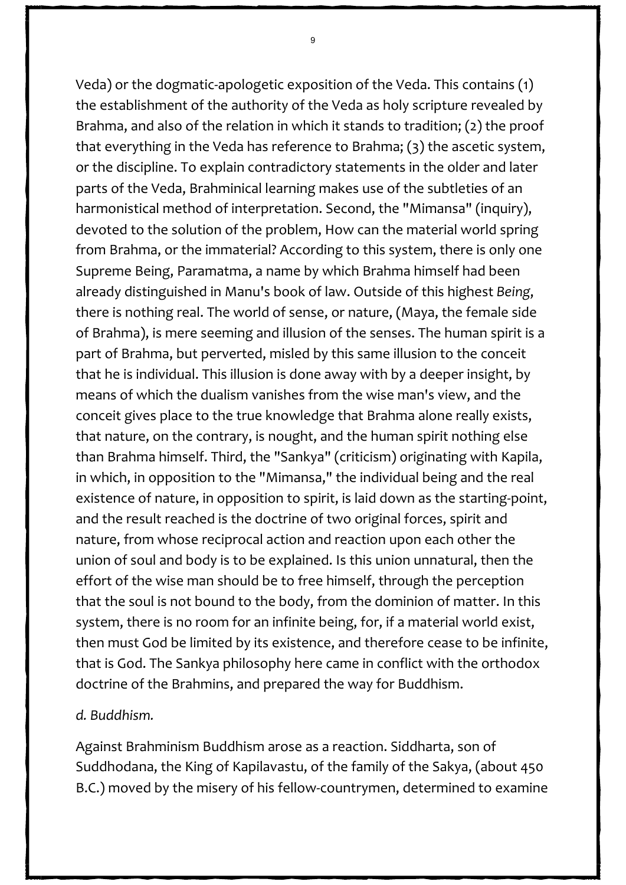Veda) or the dogmatic-apologetic exposition of the Veda. This contains (1) the establishment of the authority of the Veda as holy scripture revealed by Brahma, and also of the relation in which it stands to tradition; (2) the proof that everything in the Veda has reference to Brahma; (3) the ascetic system, or the discipline. To explain contradictory statements in the older and later parts of the Veda, Brahminical learning makes use of the subtleties of an harmonistical method of interpretation. Second, the "Mimansa" (inquiry), devoted to the solution of the problem, How can the material world spring from Brahma, or the immaterial? According to this system, there is only one Supreme Being, Paramatma, a name by which Brahma himself had been already distinguished in Manu's book of law. Outside of this highest *Being*, there is nothing real. The world of sense, or nature, (Maya, the female side of Brahma), is mere seeming and illusion of the senses. The human spirit is a part of Brahma, but perverted, misled by this same illusion to the conceit that he is individual. This illusion is done away with by a deeper insight, by means of which the dualism vanishes from the wise man's view, and the conceit gives place to the true knowledge that Brahma alone really exists, that nature, on the contrary, is nought, and the human spirit nothing else than Brahma himself. Third, the "Sankya" (criticism) originating with Kapila, in which, in opposition to the "Mimansa," the individual being and the real existence of nature, in opposition to spirit, is laid down as the starting-point, and the result reached is the doctrine of two original forces, spirit and nature, from whose reciprocal action and reaction upon each other the union of soul and body is to be explained. Is this union unnatural, then the effort of the wise man should be to free himself, through the perception that the soul is not bound to the body, from the dominion of matter. In this system, there is no room for an infinite being, for, if a material world exist, then must God be limited by its existence, and therefore cease to be infinite, that is God. The Sankya philosophy here came in conflict with the orthodox doctrine of the Brahmins, and prepared the way for Buddhism.

*d. Buddhism.*

Against Brahminism Buddhism arose as a reaction. Siddharta, son of Suddhodana, the King of Kapilavastu, of the family of the Sakya, (about 450 B.C.) moved by the misery of his fellow-countrymen, determined to examine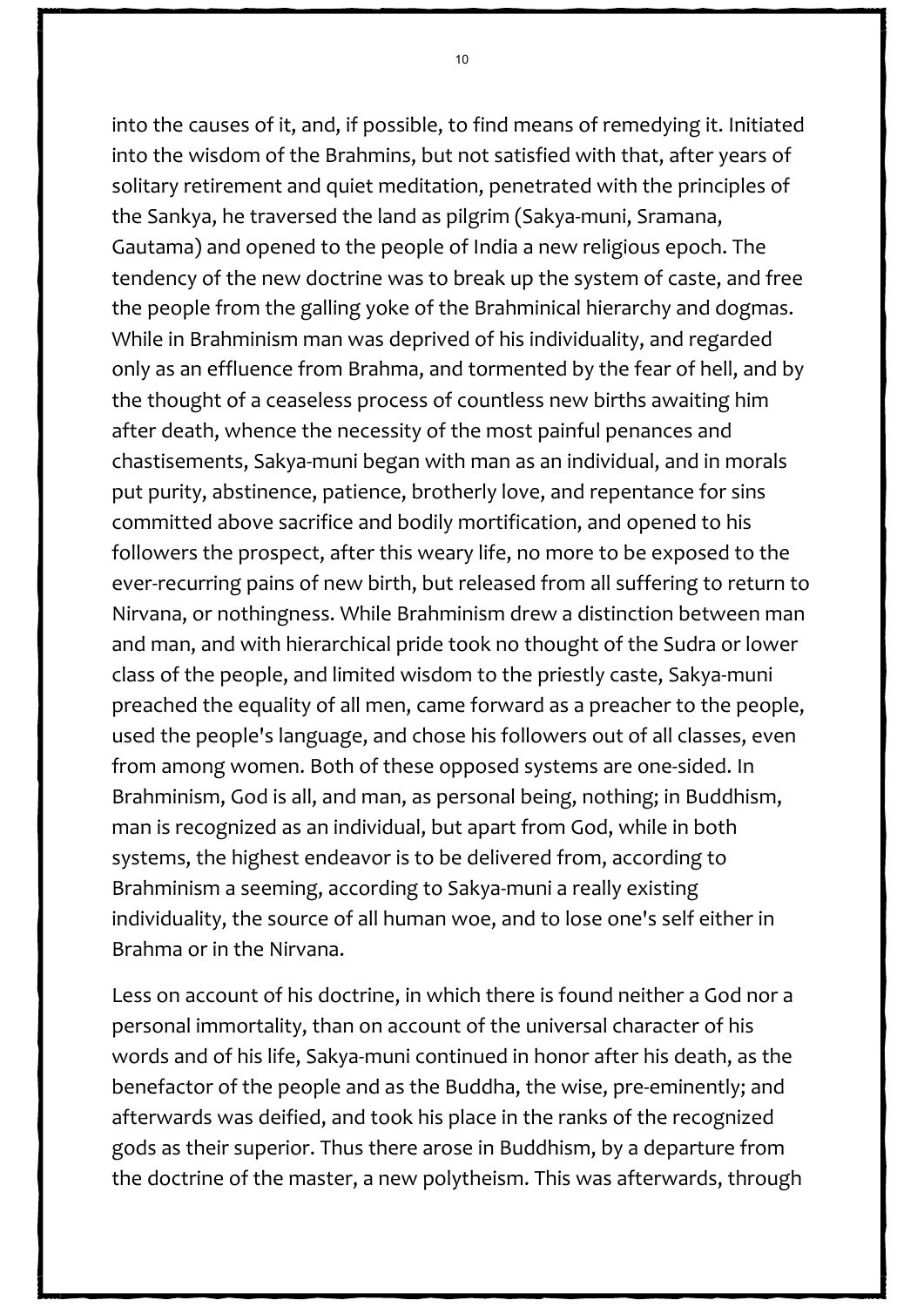into the causes of it, and, if possible, to find means of remedying it. Initiated into the wisdom of the Brahmins, but not satisfied with that, after years of solitary retirement and quiet meditation, penetrated with the principles of the Sankya, he traversed the land as pilgrim (Sakya-muni, Sramana, Gautama) and opened to the people of India a new religious epoch. The tendency of the new doctrine was to break up the system of caste, and free the people from the galling yoke of the Brahminical hierarchy and dogmas. While in Brahminism man was deprived of his individuality, and regarded only as an effluence from Brahma, and tormented by the fear of hell, and by the thought of a ceaseless process of countless new births awaiting him after death, whence the necessity of the most painful penances and chastisements, Sakya-muni began with man as an individual, and in morals put purity, abstinence, patience, brotherly love, and repentance for sins committed above sacrifice and bodily mortification, and opened to his followers the prospect, after this weary life, no more to be exposed to the ever-recurring pains of new birth, but released from all suffering to return to Nirvana, or nothingness. While Brahminism drew a distinction between man and man, and with hierarchical pride took no thought of the Sudra or lower class of the people, and limited wisdom to the priestly caste, Sakya-muni preached the equality of all men, came forward as a preacher to the people, used the people's language, and chose his followers out of all classes, even from among women. Both of these opposed systems are one-sided. In Brahminism, God is all, and man, as personal being, nothing; in Buddhism, man is recognized as an individual, but apart from God, while in both systems, the highest endeavor is to be delivered from, according to Brahminism a seeming, according to Sakya-muni a really existing individuality, the source of all human woe, and to lose one's self either in Brahma or in the Nirvana.

Less on account of his doctrine, in which there is found neither a God nor a personal immortality, than on account of the universal character of his words and of his life, Sakya-muni continued in honor after his death, as the benefactor of the people and as the Buddha, the wise, pre-eminently; and afterwards was deified, and took his place in the ranks of the recognized gods as their superior. Thus there arose in Buddhism, by a departure from the doctrine of the master, a new polytheism. This was afterwards, through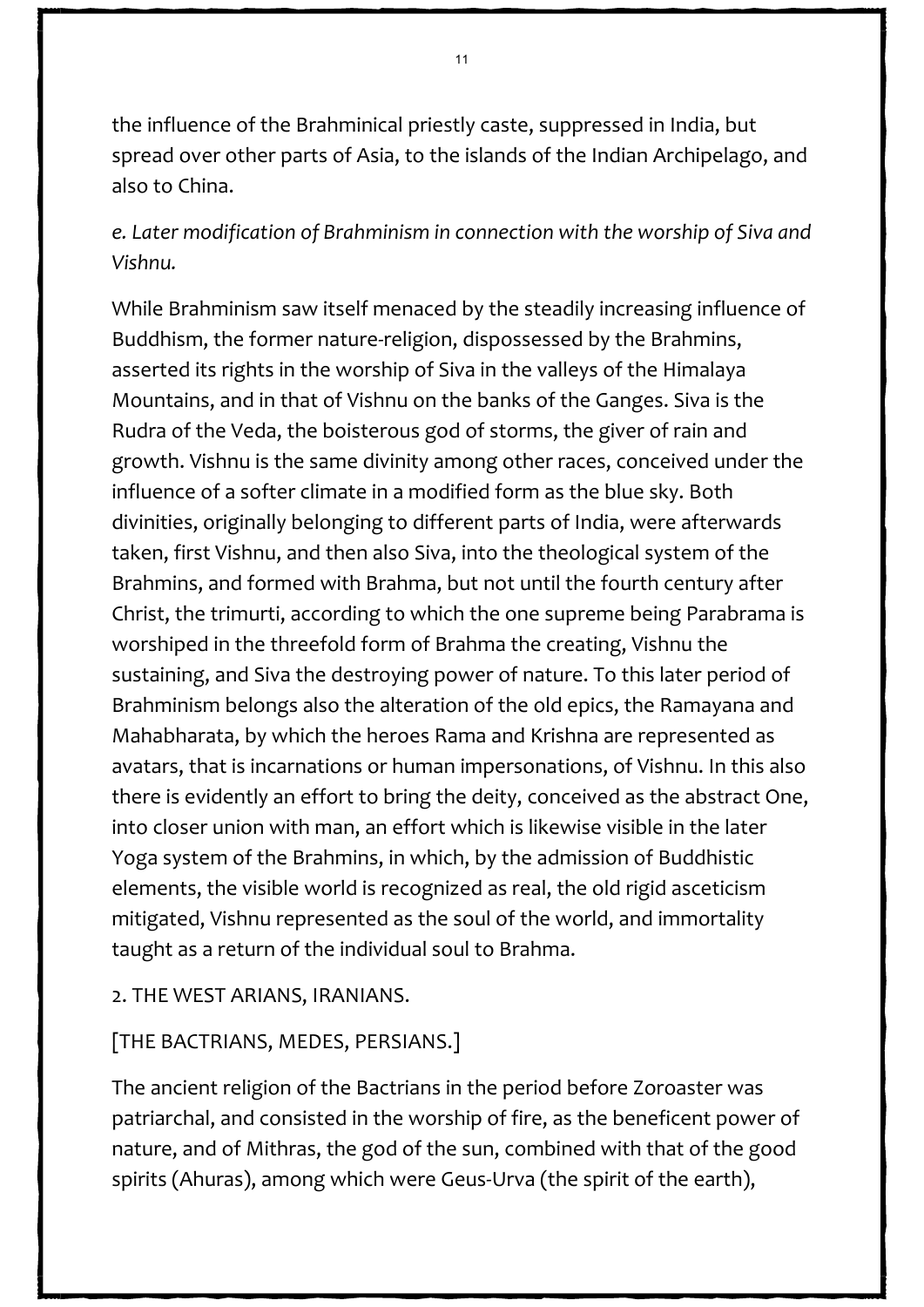the influence of the Brahminical priestly caste, suppressed in India, but spread over other parts of Asia, to the islands of the Indian Archipelago, and also to China.

*e. Later modification of Brahminism in connection with the worship of Siva and Vishnu.*

While Brahminism saw itself menaced by the steadily increasing influence of Buddhism, the former nature-religion, dispossessed by the Brahmins, asserted its rights in the worship of Siva in the valleys of the Himalaya Mountains, and in that of Vishnu on the banks of the Ganges. Siva is the Rudra of the Veda, the boisterous god of storms, the giver of rain and growth. Vishnu is the same divinity among other races, conceived under the influence of a softer climate in a modified form as the blue sky. Both divinities, originally belonging to different parts of India, were afterwards taken, first Vishnu, and then also Siva, into the theological system of the Brahmins, and formed with Brahma, but not until the fourth century after Christ, the trimurti, according to which the one supreme being Parabrama is worshiped in the threefold form of Brahma the creating, Vishnu the sustaining, and Siva the destroying power of nature. To this later period of Brahminism belongs also the alteration of the old epics, the Ramayana and Mahabharata, by which the heroes Rama and Krishna are represented as avatars, that is incarnations or human impersonations, of Vishnu. In this also there is evidently an effort to bring the deity, conceived as the abstract One, into closer union with man, an effort which is likewise visible in the later Yoga system of the Brahmins, in which, by the admission of Buddhistic elements, the visible world is recognized as real, the old rigid asceticism mitigated, Vishnu represented as the soul of the world, and immortality taught as a return of the individual soul to Brahma.

## 2. THE WEST ARIANS, IRANIANS.

[THE BACTRIANS, MEDES, PERSIANS.]

The ancient religion of the Bactrians in the period before Zoroaster was patriarchal, and consisted in the worship of fire, as the beneficent power of nature, and of Mithras, the god of the sun, combined with that of the good spirits (Ahuras), among which were Geus-Urva (the spirit of the earth),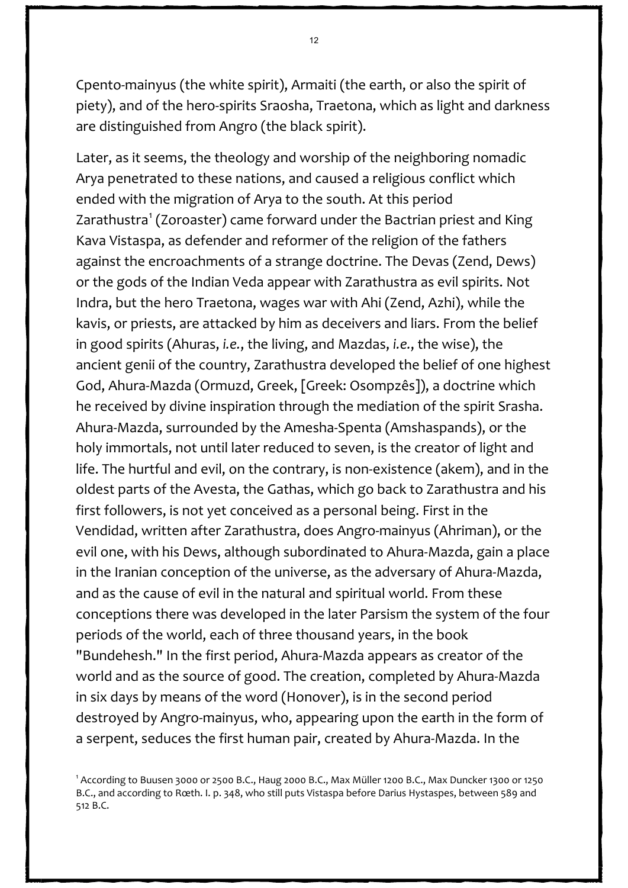Cpento-mainyus (the white spirit), Armaiti (the earth, or also the spirit of piety), and of the hero-spirits Sraosha, Traetona, which as light and darkness are distinguished from Angro (the black spirit).

Later, as it seems, the theology and worship of the neighboring nomadic Arya penetrated to these nations, and caused a religious conflict which ended with the migration of Arya to the south. At this period Zarathustra[1] (Zoroaster) came forward under the Bactrian priest and King Kava Vistaspa, as defender and reformer of the religion of the fathers against the encroachments of a strange doctrine. The Devas (Zend, Dews) or the gods of the Indian Veda appear with Zarathustra as evil spirits. Not Indra, but the hero Traetona, wages war with Ahi (Zend, Azhi), while the kavis, or priests, are attacked by him as deceivers and liars. From the belief in good spirits (Ahuras, *i.e.*, the living, and Mazdas, *i.e.*, the wise), the ancient genii of the country, Zarathustra developed the belief of one highest God, Ahura-Mazda (Ormuzd, Greek, [Greek: Osompzês]), a doctrine which he received by divine inspiration through the mediation of the spirit Srasha. Ahura-Mazda, surrounded by the Amesha-Spenta (Amshaspands), or the holy immortals, not until later reduced to seven, is the creator of light and life. The hurtful and evil, on the contrary, is non-existence (akem), and in the oldest parts of the Avesta, the Gathas, which go back to Zarathustra and his first followers, is not yet conceived as a personal being. First in the Vendidad, written after Zarathustra, does Angro-mainyus (Ahriman), or the evil one, with his Dews, although subordinated to Ahura-Mazda, gain a place in the Iranian conception of the universe, as the adversary of Ahura-Mazda, and as the cause of evil in the natural and spiritual world. From these conceptions there was developed in the later Parsism the system of the four periods of the world, each of three thousand years, in the book "Bundehesh." In the first period, Ahura-Mazda appears as creator of the world and as the source of good. The creation, completed by Ahura-Mazda in six days by means of the word (Honover), is in the second period destroyed by Angro-mainyus, who, appearing upon the earth in the form of a serpent, seduces the first human pair, created by Ahura-Mazda. In the

[1] According to Buusen 3000 or 2500 B.C., Haug 2000 B.C., Max Müller 1200 B.C., Max Duncker 1300 or 1250 B.C., and according to Rœth. I. p. 348, who still puts Vistaspa before Darius Hystaspes, between 589 and 512 B.C.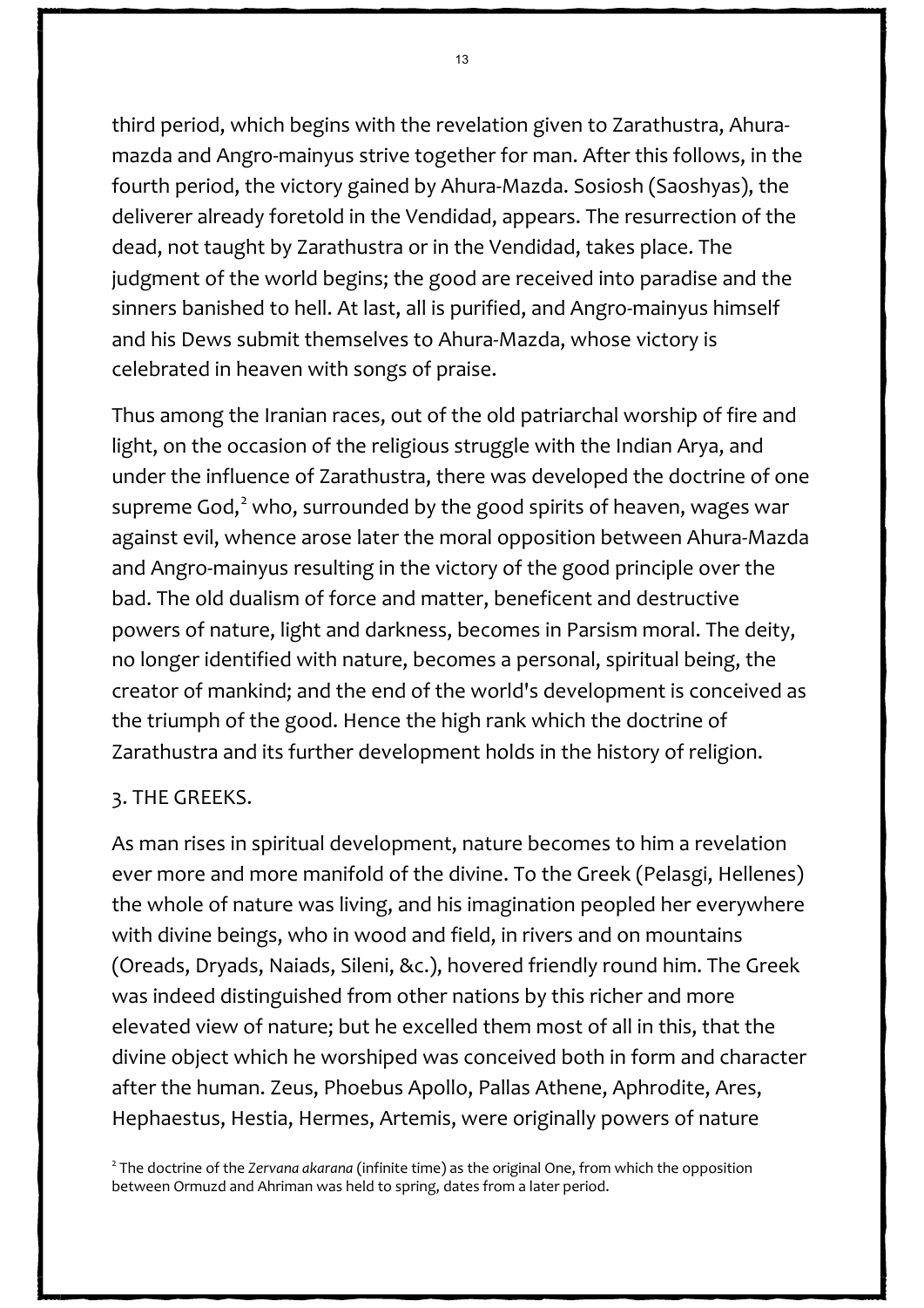third period, which begins with the revelation given to Zarathustra, Ahura-mazda and Angro-mainyus strive together for man. After this follows, in the fourth period, the victory gained by Ahura-Mazda. Sosiosh (Saoshyas), the deliverer already foretold in the Vendidad, appears. The resurrection of the dead, not taught by Zarathustra or in the Vendidad, takes place. The judgment of the world begins; the good are received into paradise and the sinners banished to hell. At last, all is purified, and Angro-mainyus himself and his Dews submit themselves to Ahura-Mazda, whose victory is celebrated in heaven with songs of praise.

Thus among the Iranian races, out of the old patriarchal worship of fire and light, on the occasion of the religious struggle with the Indian Arya, and under the influence of Zarathustra, there was developed the doctrine of one supreme God,[2] who, surrounded by the good spirits of heaven, wages war against evil, whence arose later the moral opposition between Ahura-Mazda and Angro-mainyus resulting in the victory of the good principle over the bad. The old dualism of force and matter, beneficent and destructive powers of nature, light and darkness, becomes in Parsism moral. The deity, no longer identified with nature, becomes a personal, spiritual being, the creator of mankind; and the end of the world's development is conceived as the triumph of the good. Hence the high rank which the doctrine of Zarathustra and its further development holds in the history of religion.

## 3. THE GREEKS.

As man rises in spiritual development, nature becomes to him a revelation ever more and more manifold of the divine. To the Greek (Pelasgi, Hellenes) the whole of nature was living, and his imagination peopled her everywhere with divine beings, who in wood and field, in rivers and on mountains (Oreads, Dryads, Naiads, Sileni, &c.), hovered friendly round him. The Greek was indeed distinguished from other nations by this richer and more elevated view of nature; but he excelled them most of all in this, that the divine object which he worshiped was conceived both in form and character after the human. Zeus, Phoebus Apollo, Pallas Athene, Aphrodite, Ares, Hephaestus, Hestia, Hermes, Artemis, were originally powers of nature

[2] The doctrine of the *Zervana akarana* (infinite time) as the original One, from which the opposition between Ormuzd and Ahriman was held to spring, dates from a later period.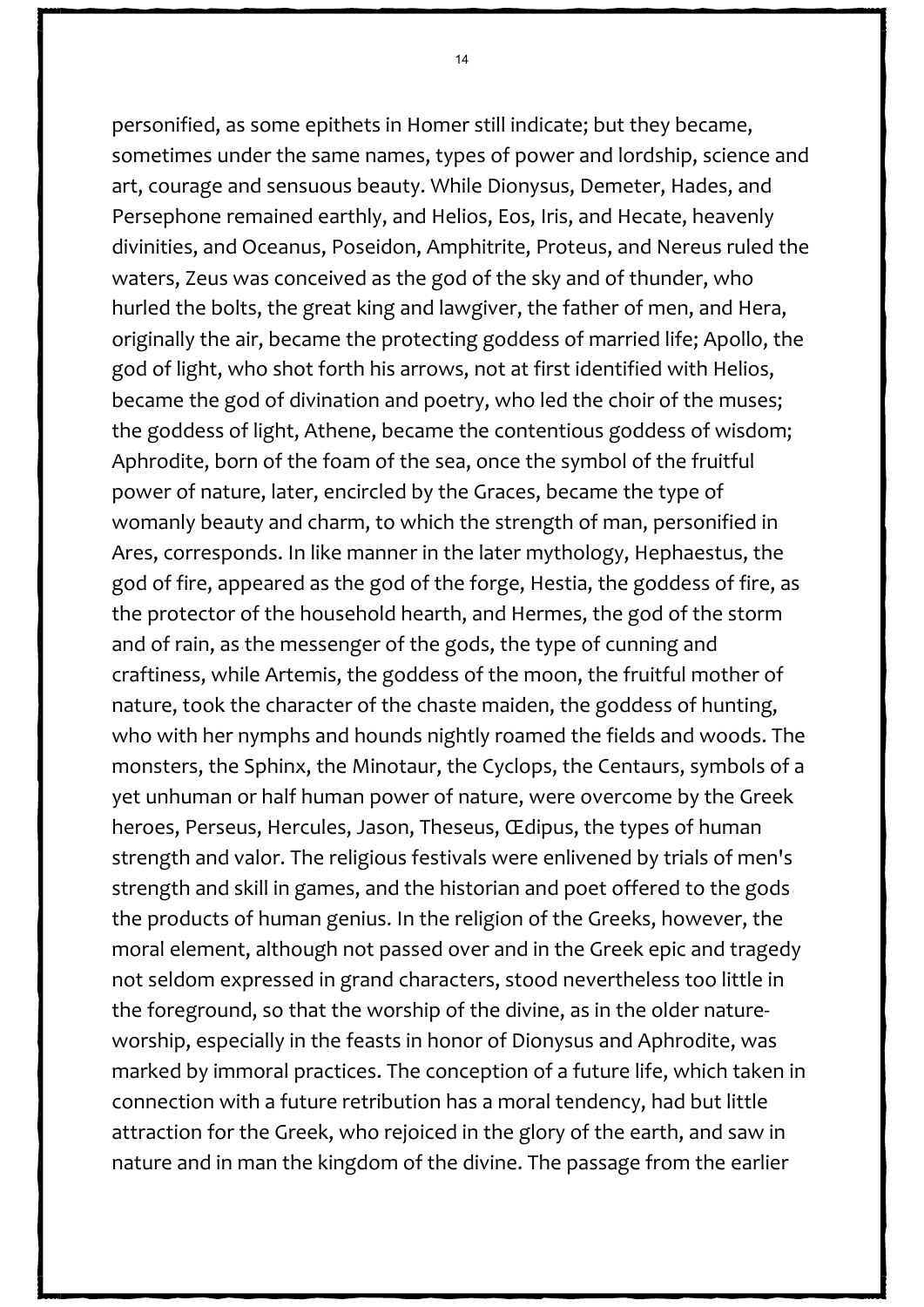personified, as some epithets in Homer still indicate; but they became, sometimes under the same names, types of power and lordship, science and art, courage and sensuous beauty. While Dionysus, Demeter, Hades, and Persephone remained earthly, and Helios, Eos, Iris, and Hecate, heavenly divinities, and Oceanus, Poseidon, Amphitrite, Proteus, and Nereus ruled the waters, Zeus was conceived as the god of the sky and of thunder, who hurled the bolts, the great king and lawgiver, the father of men, and Hera, originally the air, became the protecting goddess of married life; Apollo, the god of light, who shot forth his arrows, not at first identified with Helios, became the god of divination and poetry, who led the choir of the muses; the goddess of light, Athene, became the contentious goddess of wisdom; Aphrodite, born of the foam of the sea, once the symbol of the fruitful power of nature, later, encircled by the Graces, became the type of womanly beauty and charm, to which the strength of man, personified in Ares, corresponds. In like manner in the later mythology, Hephaestus, the god of fire, appeared as the god of the forge, Hestia, the goddess of fire, as the protector of the household hearth, and Hermes, the god of the storm and of rain, as the messenger of the gods, the type of cunning and craftiness, while Artemis, the goddess of the moon, the fruitful mother of nature, took the character of the chaste maiden, the goddess of hunting, who with her nymphs and hounds nightly roamed the fields and woods. The monsters, the Sphinx, the Minotaur, the Cyclops, the Centaurs, symbols of a yet unhuman or half human power of nature, were overcome by the Greek heroes, Perseus, Hercules, Jason, Theseus, Œdipus, the types of human strength and valor. The religious festivals were enlivened by trials of men's strength and skill in games, and the historian and poet offered to the gods the products of human genius. In the religion of the Greeks, however, the moral element, although not passed over and in the Greek epic and tragedy not seldom expressed in grand characters, stood nevertheless too little in the foreground, so that the worship of the divine, as in the older nature-worship, especially in the feasts in honor of Dionysus and Aphrodite, was marked by immoral practices. The conception of a future life, which taken in connection with a future retribution has a moral tendency, had but little attraction for the Greek, who rejoiced in the glory of the earth, and saw in nature and in man the kingdom of the divine. The passage from the earlier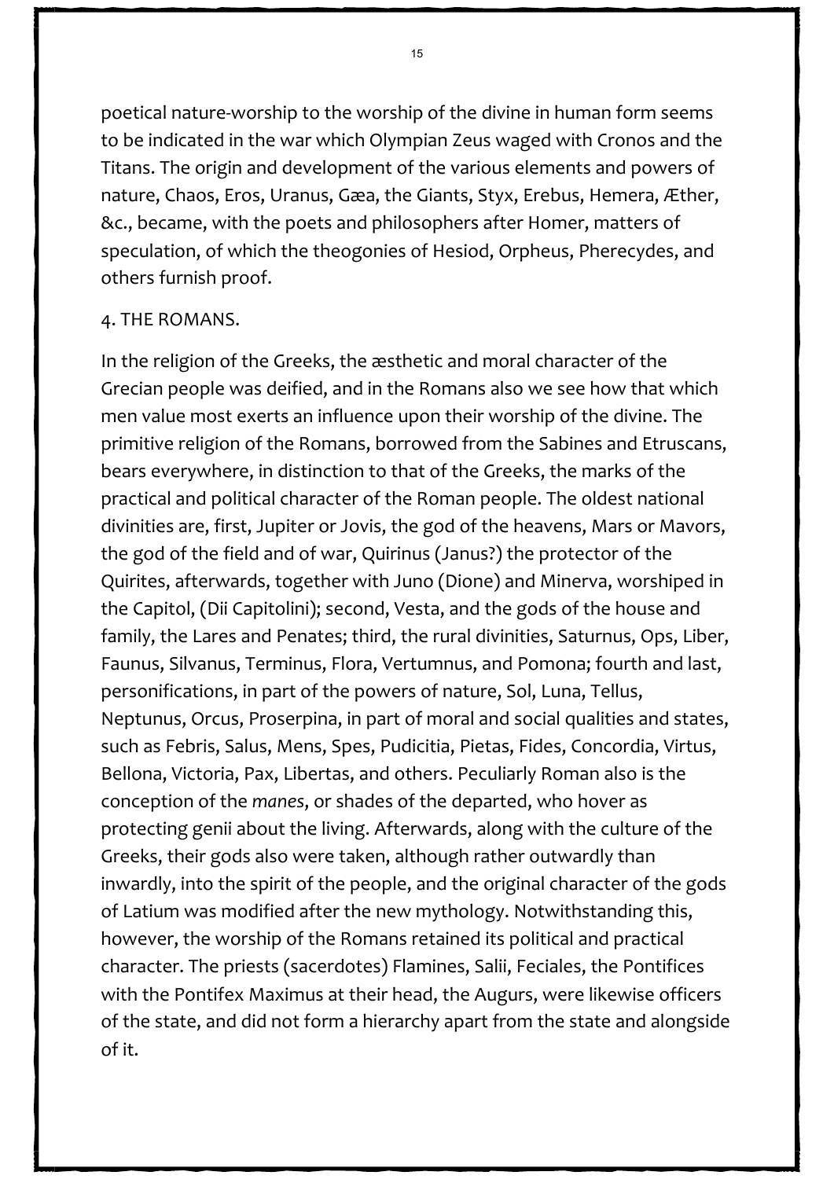poetical nature-worship to the worship of the divine in human form seems to be indicated in the war which Olympian Zeus waged with Cronos and the Titans. The origin and development of the various elements and powers of nature, Chaos, Eros, Uranus, Gæa, the Giants, Styx, Erebus, Hemera, Æther, &c., became, with the poets and philosophers after Homer, matters of speculation, of which the theogonies of Hesiod, Orpheus, Pherecydes, and others furnish proof.

## 4. THE ROMANS.

In the religion of the Greeks, the æsthetic and moral character of the Grecian people was deified, and in the Romans also we see how that which men value most exerts an influence upon their worship of the divine. The primitive religion of the Romans, borrowed from the Sabines and Etruscans, bears everywhere, in distinction to that of the Greeks, the marks of the practical and political character of the Roman people. The oldest national divinities are, first, Jupiter or Jovis, the god of the heavens, Mars or Mavors, the god of the field and of war, Quirinus (Janus?) the protector of the Quirites, afterwards, together with Juno (Dione) and Minerva, worshiped in the Capitol, (Dii Capitolini); second, Vesta, and the gods of the house and family, the Lares and Penates; third, the rural divinities, Saturnus, Ops, Liber, Faunus, Silvanus, Terminus, Flora, Vertumnus, and Pomona; fourth and last, personifications, in part of the powers of nature, Sol, Luna, Tellus, Neptunus, Orcus, Proserpina, in part of moral and social qualities and states, such as Febris, Salus, Mens, Spes, Pudicitia, Pietas, Fides, Concordia, Virtus, Bellona, Victoria, Pax, Libertas, and others. Peculiarly Roman also is the conception of the *manes*, or shades of the departed, who hover as protecting genii about the living. Afterwards, along with the culture of the Greeks, their gods also were taken, although rather outwardly than inwardly, into the spirit of the people, and the original character of the gods of Latium was modified after the new mythology. Notwithstanding this, however, the worship of the Romans retained its political and practical character. The priests (sacerdotes) Flamines, Salii, Feciales, the Pontifices with the Pontifex Maximus at their head, the Augurs, were likewise officers of the state, and did not form a hierarchy apart from the state and alongside of it.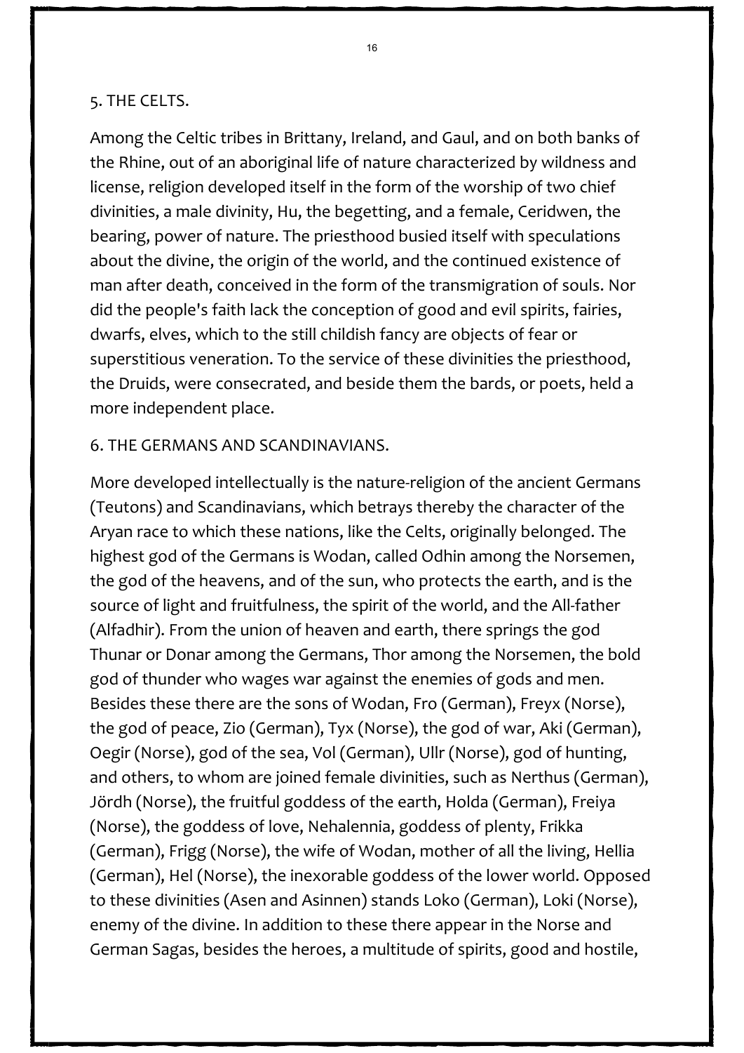## 5. THE CELTS.

Among the Celtic tribes in Brittany, Ireland, and Gaul, and on both banks of the Rhine, out of an aboriginal life of nature characterized by wildness and license, religion developed itself in the form of the worship of two chief divinities, a male divinity, Hu, the begetting, and a female, Ceridwen, the bearing, power of nature. The priesthood busied itself with speculations about the divine, the origin of the world, and the continued existence of man after death, conceived in the form of the transmigration of souls. Nor did the people's faith lack the conception of good and evil spirits, fairies, dwarfs, elves, which to the still childish fancy are objects of fear or superstitious veneration. To the service of these divinities the priesthood, the Druids, were consecrated, and beside them the bards, or poets, held a more independent place.

## 6. THE GERMANS AND SCANDINAVIANS.

More developed intellectually is the nature-religion of the ancient Germans (Teutons) and Scandinavians, which betrays thereby the character of the Aryan race to which these nations, like the Celts, originally belonged. The highest god of the Germans is Wodan, called Odhin among the Norsemen, the god of the heavens, and of the sun, who protects the earth, and is the source of light and fruitfulness, the spirit of the world, and the All-father (Alfadhir). From the union of heaven and earth, there springs the god Thunar or Donar among the Germans, Thor among the Norsemen, the bold god of thunder who wages war against the enemies of gods and men. Besides these there are the sons of Wodan, Fro (German), Freyx (Norse), the god of peace, Zio (German), Tyx (Norse), the god of war, Aki (German), Oegir (Norse), god of the sea, Vol (German), Ullr (Norse), god of hunting, and others, to whom are joined female divinities, such as Nerthus (German), Jördh (Norse), the fruitful goddess of the earth, Holda (German), Freiya (Norse), the goddess of love, Nehalennia, goddess of plenty, Frikka (German), Frigg (Norse), the wife of Wodan, mother of all the living, Hellia (German), Hel (Norse), the inexorable goddess of the lower world. Opposed to these divinities (Asen and Asinnen) stands Loko (German), Loki (Norse), enemy of the divine. In addition to these there appear in the Norse and German Sagas, besides the heroes, a multitude of spirits, good and hostile,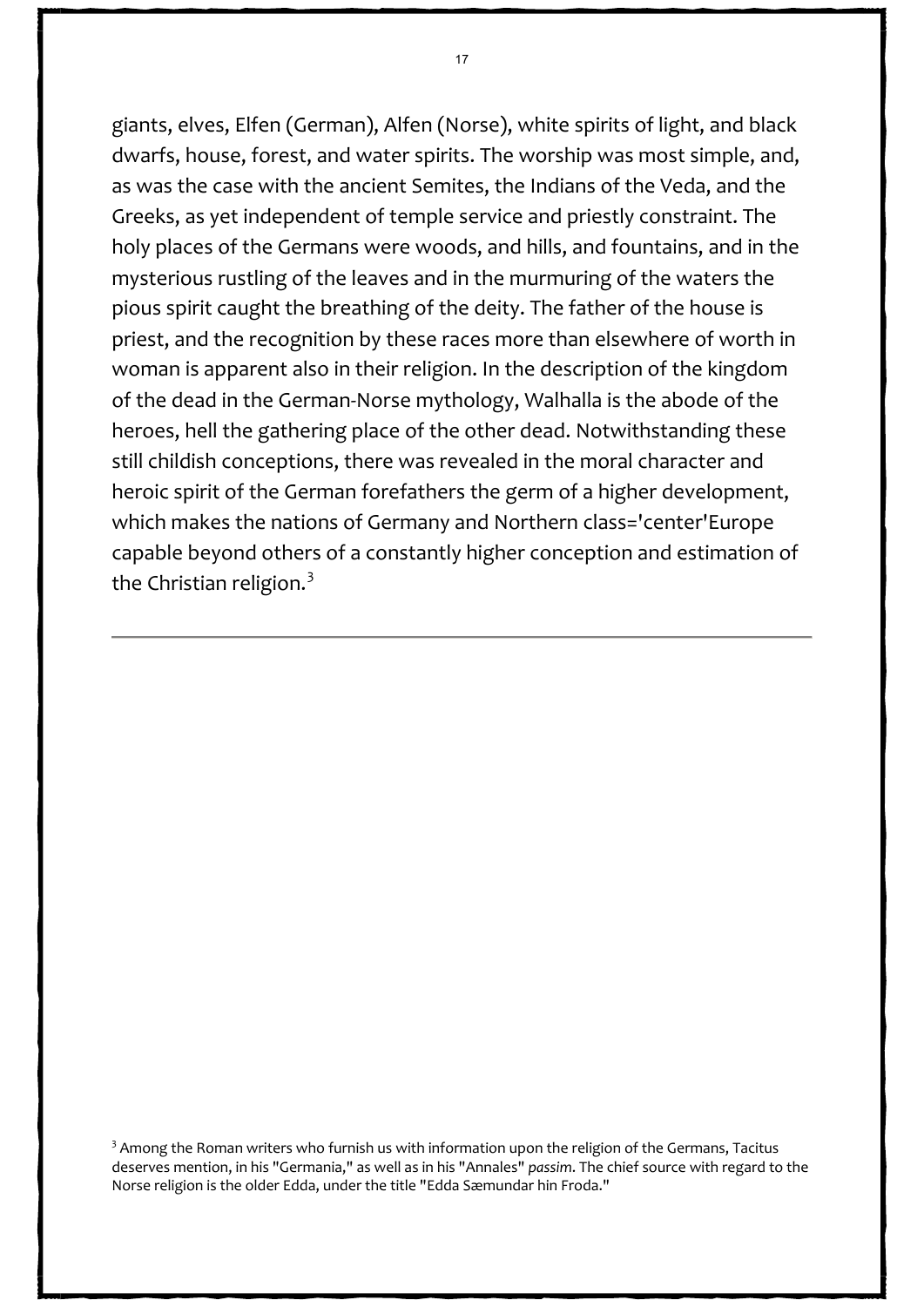giants, elves, Elfen (German), Alfen (Norse), white spirits of light, and black dwarfs, house, forest, and water spirits. The worship was most simple, and, as was the case with the ancient Semites, the Indians of the Veda, and the Greeks, as yet independent of temple service and priestly constraint. The holy places of the Germans were woods, and hills, and fountains, and in the mysterious rustling of the leaves and in the murmuring of the waters the pious spirit caught the breathing of the deity. The father of the house is priest, and the recognition by these races more than elsewhere of worth in woman is apparent also in their religion. In the description of the kingdom of the dead in the German-Norse mythology, Walhalla is the abode of the heroes, hell the gathering place of the other dead. Notwithstanding these still childish conceptions, there was revealed in the moral character and heroic spirit of the German forefathers the germ of a higher development, which makes the nations of Germany and Northern class='center'Europe capable beyond others of a constantly higher conception and estimation of the Christian religion.[3]

---

[3] Among the Roman writers who furnish us with information upon the religion of the Germans, Tacitus deserves mention, in his "Germania," as well as in his "Annales" *passim*. The chief source with regard to the Norse religion is the older Edda, under the title "Edda Sæmundar hin Froda."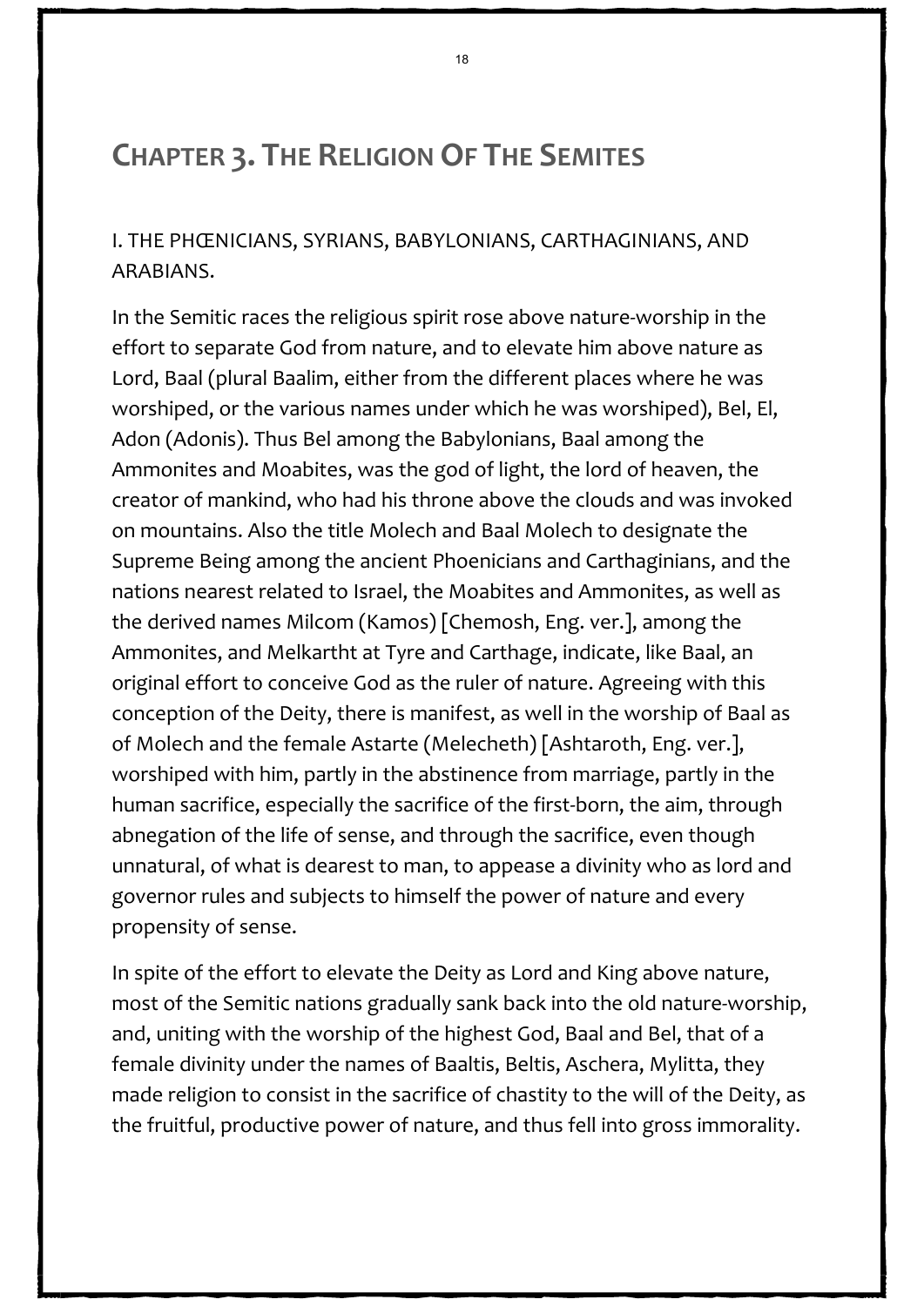# Chapter 3. The Religion Of The Semites

I. THE PHŒNICIANS, SYRIANS, BABYLONIANS, CARTHAGINIANS, AND ARABIANS.

In the Semitic races the religious spirit rose above nature-worship in the effort to separate God from nature, and to elevate him above nature as Lord, Baal (plural Baalim, either from the different places where he was worshiped, or the various names under which he was worshiped), Bel, El, Adon (Adonis). Thus Bel among the Babylonians, Baal among the Ammonites and Moabites, was the god of light, the lord of heaven, the creator of mankind, who had his throne above the clouds and was invoked on mountains. Also the title Molech and Baal Molech to designate the Supreme Being among the ancient Phoenicians and Carthaginians, and the nations nearest related to Israel, the Moabites and Ammonites, as well as the derived names Milcom (Kamos) [Chemosh, Eng. ver.], among the Ammonites, and Melkartht at Tyre and Carthage, indicate, like Baal, an original effort to conceive God as the ruler of nature. Agreeing with this conception of the Deity, there is manifest, as well in the worship of Baal as of Molech and the female Astarte (Melecheth) [Ashtaroth, Eng. ver.], worshiped with him, partly in the abstinence from marriage, partly in the human sacrifice, especially the sacrifice of the first-born, the aim, through abnegation of the life of sense, and through the sacrifice, even though unnatural, of what is dearest to man, to appease a divinity who as lord and governor rules and subjects to himself the power of nature and every propensity of sense.

In spite of the effort to elevate the Deity as Lord and King above nature, most of the Semitic nations gradually sank back into the old nature-worship, and, uniting with the worship of the highest God, Baal and Bel, that of a female divinity under the names of Baaltis, Beltis, Aschera, Mylitta, they made religion to consist in the sacrifice of chastity to the will of the Deity, as the fruitful, productive power of nature, and thus fell into gross immorality.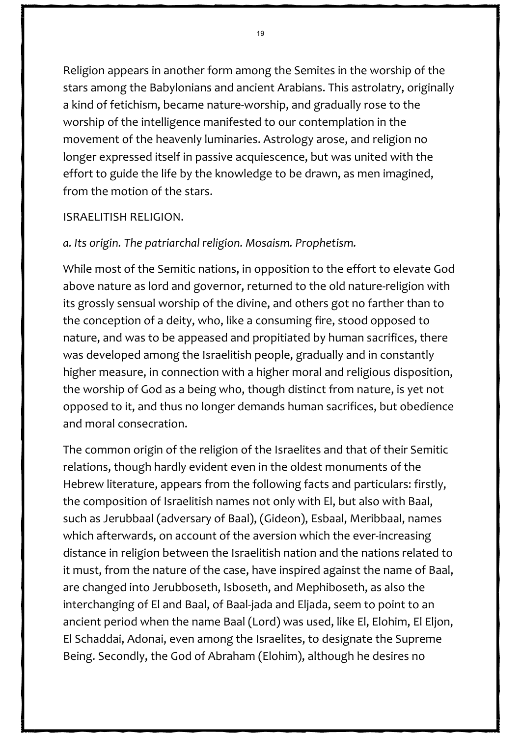Religion appears in another form among the Semites in the worship of the stars among the Babylonians and ancient Arabians. This astrolatry, originally a kind of fetichism, became nature-worship, and gradually rose to the worship of the intelligence manifested to our contemplation in the movement of the heavenly luminaries. Astrology arose, and religion no longer expressed itself in passive acquiescence, but was united with the effort to guide the life by the knowledge to be drawn, as men imagined, from the motion of the stars.

## ISRAELITISH RELIGION.

### *a. Its origin. The patriarchal religion. Mosaism. Prophetism.*

While most of the Semitic nations, in opposition to the effort to elevate God above nature as lord and governor, returned to the old nature-religion with its grossly sensual worship of the divine, and others got no farther than to the conception of a deity, who, like a consuming fire, stood opposed to nature, and was to be appeased and propitiated by human sacrifices, there was developed among the Israelitish people, gradually and in constantly higher measure, in connection with a higher moral and religious disposition, the worship of God as a being who, though distinct from nature, is yet not opposed to it, and thus no longer demands human sacrifices, but obedience and moral consecration.

The common origin of the religion of the Israelites and that of their Semitic relations, though hardly evident even in the oldest monuments of the Hebrew literature, appears from the following facts and particulars: firstly, the composition of Israelitish names not only with El, but also with Baal, such as Jerubbaal (adversary of Baal), (Gideon), Esbaal, Meribbaal, names which afterwards, on account of the aversion which the ever-increasing distance in religion between the Israelitish nation and the nations related to it must, from the nature of the case, have inspired against the name of Baal, are changed into Jerubboseth, Isboseth, and Mephiboseth, as also the interchanging of El and Baal, of Baal-jada and Eljada, seem to point to an ancient period when the name Baal (Lord) was used, like El, Elohim, El Eljon, El Schaddai, Adonai, even among the Israelites, to designate the Supreme Being. Secondly, the God of Abraham (Elohim), although he desires no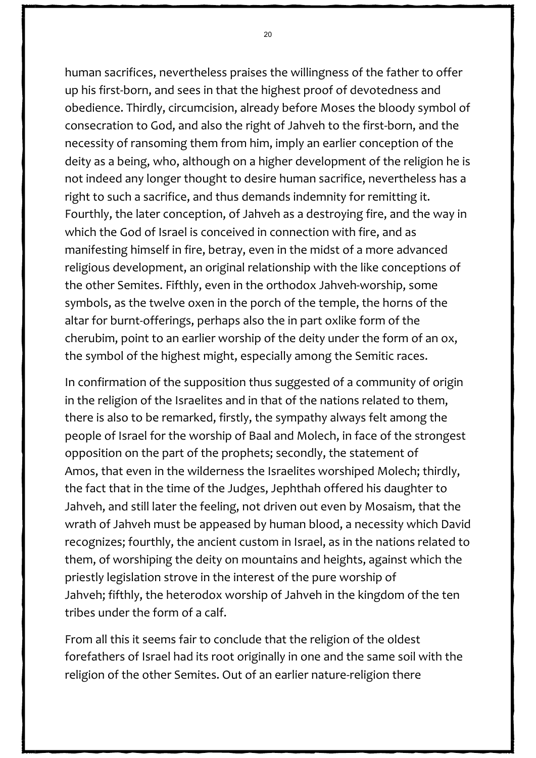human sacrifices, nevertheless praises the willingness of the father to offer up his first-born, and sees in that the highest proof of devotedness and obedience. Thirdly, circumcision, already before Moses the bloody symbol of consecration to God, and also the right of Jahveh to the first-born, and the necessity of ransoming them from him, imply an earlier conception of the deity as a being, who, although on a higher development of the religion he is not indeed any longer thought to desire human sacrifice, nevertheless has a right to such a sacrifice, and thus demands indemnity for remitting it. Fourthly, the later conception, of Jahveh as a destroying fire, and the way in which the God of Israel is conceived in connection with fire, and as manifesting himself in fire, betray, even in the midst of a more advanced religious development, an original relationship with the like conceptions of the other Semites. Fifthly, even in the orthodox Jahveh-worship, some symbols, as the twelve oxen in the porch of the temple, the horns of the altar for burnt-offerings, perhaps also the in part oxlike form of the cherubim, point to an earlier worship of the deity under the form of an ox, the symbol of the highest might, especially among the Semitic races.

In confirmation of the supposition thus suggested of a community of origin in the religion of the Israelites and in that of the nations related to them, there is also to be remarked, firstly, the sympathy always felt among the people of Israel for the worship of Baal and Molech, in face of the strongest opposition on the part of the prophets; secondly, the statement of Amos, that even in the wilderness the Israelites worshiped Molech; thirdly, the fact that in the time of the Judges, Jephthah offered his daughter to Jahveh, and still later the feeling, not driven out even by Mosaism, that the wrath of Jahveh must be appeased by human blood, a necessity which David recognizes; fourthly, the ancient custom in Israel, as in the nations related to them, of worshiping the deity on mountains and heights, against which the priestly legislation strove in the interest of the pure worship of Jahveh; fifthly, the heterodox worship of Jahveh in the kingdom of the ten tribes under the form of a calf.

From all this it seems fair to conclude that the religion of the oldest forefathers of Israel had its root originally in one and the same soil with the religion of the other Semites. Out of an earlier nature-religion there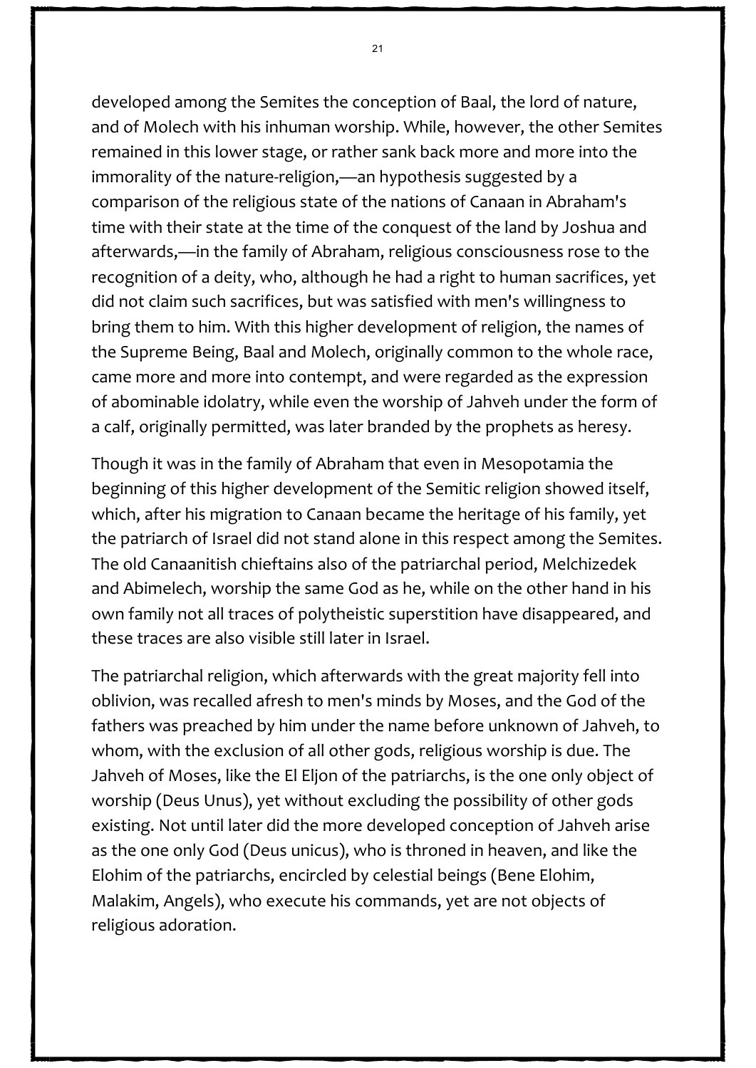developed among the Semites the conception of Baal, the lord of nature, and of Molech with his inhuman worship. While, however, the other Semites remained in this lower stage, or rather sank back more and more into the immorality of the nature-religion,—an hypothesis suggested by a comparison of the religious state of the nations of Canaan in Abraham's time with their state at the time of the conquest of the land by Joshua and afterwards,—in the family of Abraham, religious consciousness rose to the recognition of a deity, who, although he had a right to human sacrifices, yet did not claim such sacrifices, but was satisfied with men's willingness to bring them to him. With this higher development of religion, the names of the Supreme Being, Baal and Molech, originally common to the whole race, came more and more into contempt, and were regarded as the expression of abominable idolatry, while even the worship of Jahveh under the form of a calf, originally permitted, was later branded by the prophets as heresy.

Though it was in the family of Abraham that even in Mesopotamia the beginning of this higher development of the Semitic religion showed itself, which, after his migration to Canaan became the heritage of his family, yet the patriarch of Israel did not stand alone in this respect among the Semites. The old Canaanitish chieftains also of the patriarchal period, Melchizedek and Abimelech, worship the same God as he, while on the other hand in his own family not all traces of polytheistic superstition have disappeared, and these traces are also visible still later in Israel.

The patriarchal religion, which afterwards with the great majority fell into oblivion, was recalled afresh to men's minds by Moses, and the God of the fathers was preached by him under the name before unknown of Jahveh, to whom, with the exclusion of all other gods, religious worship is due. The Jahveh of Moses, like the El Eljon of the patriarchs, is the one only object of worship (Deus Unus), yet without excluding the possibility of other gods existing. Not until later did the more developed conception of Jahveh arise as the one only God (Deus unicus), who is throned in heaven, and like the Elohim of the patriarchs, encircled by celestial beings (Bene Elohim, Malakim, Angels), who execute his commands, yet are not objects of religious adoration.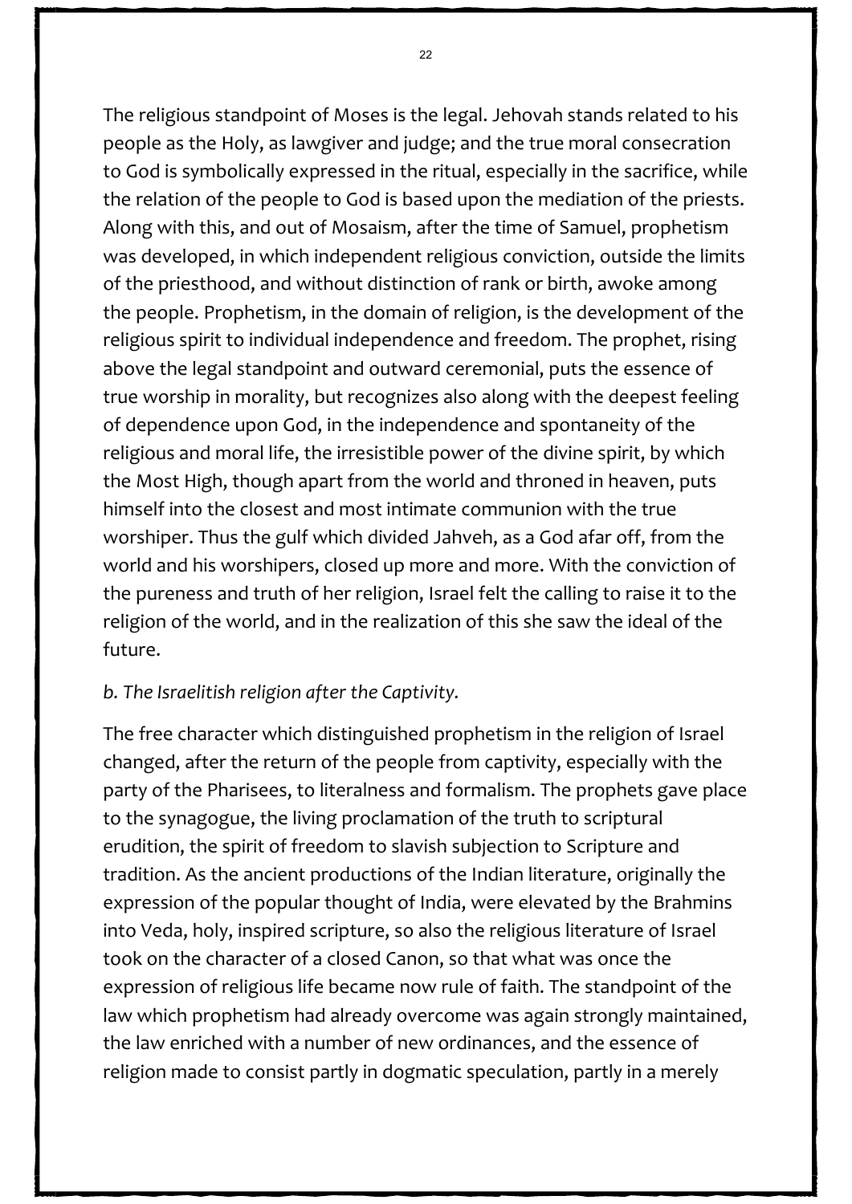The religious standpoint of Moses is the legal. Jehovah stands related to his people as the Holy, as lawgiver and judge; and the true moral consecration to God is symbolically expressed in the ritual, especially in the sacrifice, while the relation of the people to God is based upon the mediation of the priests. Along with this, and out of Mosaism, after the time of Samuel, prophetism was developed, in which independent religious conviction, outside the limits of the priesthood, and without distinction of rank or birth, awoke among the people. Prophetism, in the domain of religion, is the development of the religious spirit to individual independence and freedom. The prophet, rising above the legal standpoint and outward ceremonial, puts the essence of true worship in morality, but recognizes also along with the deepest feeling of dependence upon God, in the independence and spontaneity of the religious and moral life, the irresistible power of the divine spirit, by which the Most High, though apart from the world and throned in heaven, puts himself into the closest and most intimate communion with the true worshiper. Thus the gulf which divided Jahveh, as a God afar off, from the world and his worshipers, closed up more and more. With the conviction of the pureness and truth of her religion, Israel felt the calling to raise it to the religion of the world, and in the realization of this she saw the ideal of the future.

*b. The Israelitish religion after the Captivity.*

The free character which distinguished prophetism in the religion of Israel changed, after the return of the people from captivity, especially with the party of the Pharisees, to literalness and formalism. The prophets gave place to the synagogue, the living proclamation of the truth to scriptural erudition, the spirit of freedom to slavish subjection to Scripture and tradition. As the ancient productions of the Indian literature, originally the expression of the popular thought of India, were elevated by the Brahmins into Veda, holy, inspired scripture, so also the religious literature of Israel took on the character of a closed Canon, so that what was once the expression of religious life became now rule of faith. The standpoint of the law which prophetism had already overcome was again strongly maintained, the law enriched with a number of new ordinances, and the essence of religion made to consist partly in dogmatic speculation, partly in a merely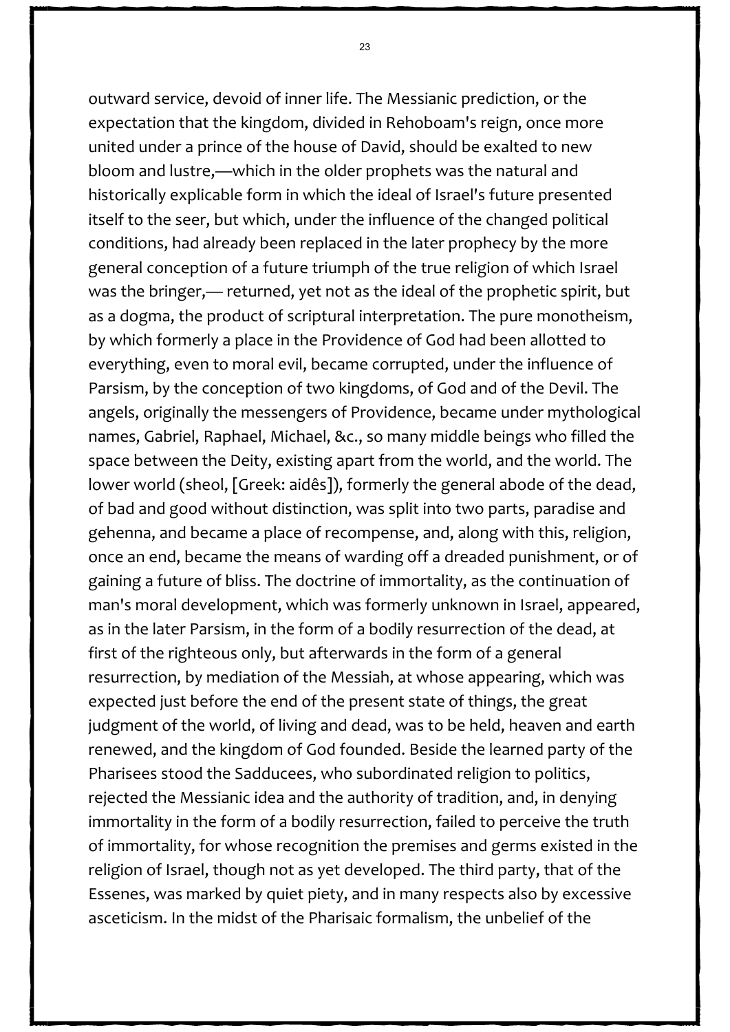outward service, devoid of inner life. The Messianic prediction, or the expectation that the kingdom, divided in Rehoboam's reign, once more united under a prince of the house of David, should be exalted to new bloom and lustre,—which in the older prophets was the natural and historically explicable form in which the ideal of Israel's future presented itself to the seer, but which, under the influence of the changed political conditions, had already been replaced in the later prophecy by the more general conception of a future triumph of the true religion of which Israel was the bringer,— returned, yet not as the ideal of the prophetic spirit, but as a dogma, the product of scriptural interpretation. The pure monotheism, by which formerly a place in the Providence of God had been allotted to everything, even to moral evil, became corrupted, under the influence of Parsism, by the conception of two kingdoms, of God and of the Devil. The angels, originally the messengers of Providence, became under mythological names, Gabriel, Raphael, Michael, &c., so many middle beings who filled the space between the Deity, existing apart from the world, and the world. The lower world (sheol, [Greek: aidês]), formerly the general abode of the dead, of bad and good without distinction, was split into two parts, paradise and gehenna, and became a place of recompense, and, along with this, religion, once an end, became the means of warding off a dreaded punishment, or of gaining a future of bliss. The doctrine of immortality, as the continuation of man's moral development, which was formerly unknown in Israel, appeared, as in the later Parsism, in the form of a bodily resurrection of the dead, at first of the righteous only, but afterwards in the form of a general resurrection, by mediation of the Messiah, at whose appearing, which was expected just before the end of the present state of things, the great judgment of the world, of living and dead, was to be held, heaven and earth renewed, and the kingdom of God founded. Beside the learned party of the Pharisees stood the Sadducees, who subordinated religion to politics, rejected the Messianic idea and the authority of tradition, and, in denying immortality in the form of a bodily resurrection, failed to perceive the truth of immortality, for whose recognition the premises and germs existed in the religion of Israel, though not as yet developed. The third party, that of the Essenes, was marked by quiet piety, and in many respects also by excessive asceticism. In the midst of the Pharisaic formalism, the unbelief of the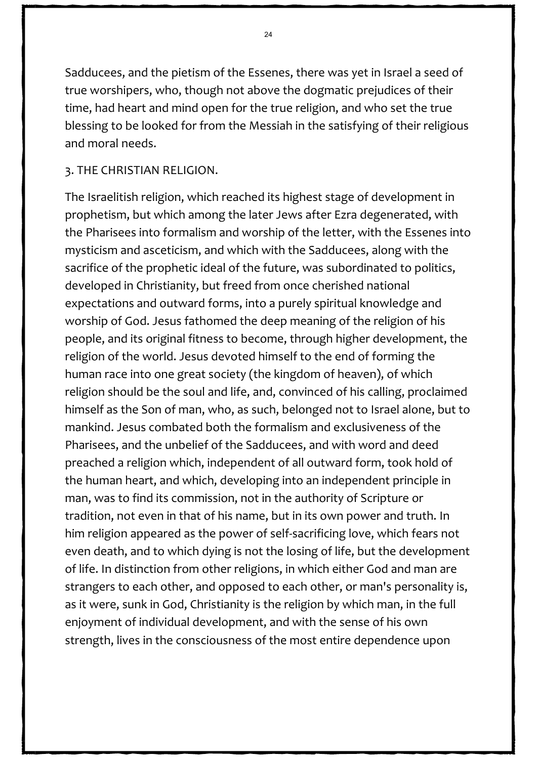Sadducees, and the pietism of the Essenes, there was yet in Israel a seed of true worshipers, who, though not above the dogmatic prejudices of their time, had heart and mind open for the true religion, and who set the true blessing to be looked for from the Messiah in the satisfying of their religious and moral needs.

## 3. THE CHRISTIAN RELIGION.

The Israelitish religion, which reached its highest stage of development in prophetism, but which among the later Jews after Ezra degenerated, with the Pharisees into formalism and worship of the letter, with the Essenes into mysticism and asceticism, and which with the Sadducees, along with the sacrifice of the prophetic ideal of the future, was subordinated to politics, developed in Christianity, but freed from once cherished national expectations and outward forms, into a purely spiritual knowledge and worship of God. Jesus fathomed the deep meaning of the religion of his people, and its original fitness to become, through higher development, the religion of the world. Jesus devoted himself to the end of forming the human race into one great society (the kingdom of heaven), of which religion should be the soul and life, and, convinced of his calling, proclaimed himself as the Son of man, who, as such, belonged not to Israel alone, but to mankind. Jesus combated both the formalism and exclusiveness of the Pharisees, and the unbelief of the Sadducees, and with word and deed preached a religion which, independent of all outward form, took hold of the human heart, and which, developing into an independent principle in man, was to find its commission, not in the authority of Scripture or tradition, not even in that of his name, but in its own power and truth. In him religion appeared as the power of self-sacrificing love, which fears not even death, and to which dying is not the losing of life, but the development of life. In distinction from other religions, in which either God and man are strangers to each other, and opposed to each other, or man's personality is, as it were, sunk in God, Christianity is the religion by which man, in the full enjoyment of individual development, and with the sense of his own strength, lives in the consciousness of the most entire dependence upon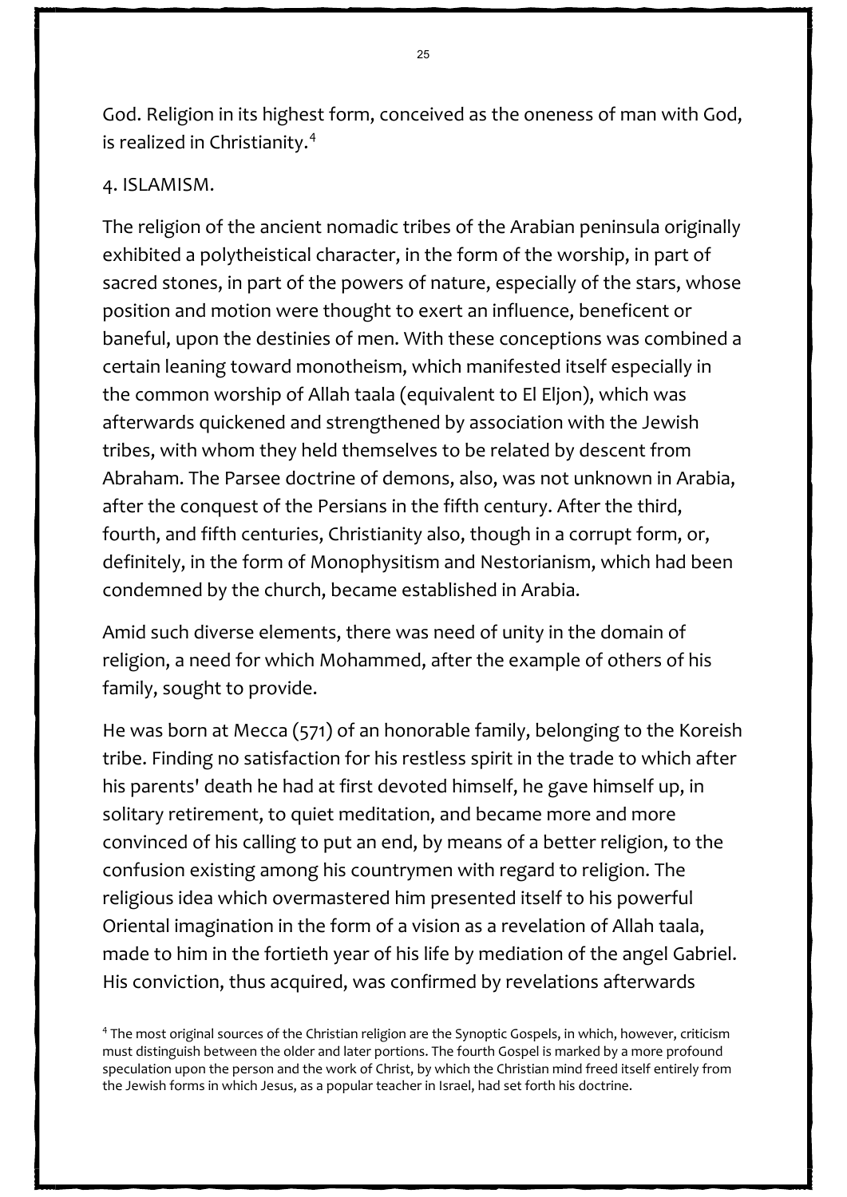God. Religion in its highest form, conceived as the oneness of man with God, is realized in Christianity.[4]

## 4. ISLAMISM.

The religion of the ancient nomadic tribes of the Arabian peninsula originally exhibited a polytheistical character, in the form of the worship, in part of sacred stones, in part of the powers of nature, especially of the stars, whose position and motion were thought to exert an influence, beneficent or baneful, upon the destinies of men. With these conceptions was combined a certain leaning toward monotheism, which manifested itself especially in the common worship of Allah taala (equivalent to El Eljon), which was afterwards quickened and strengthened by association with the Jewish tribes, with whom they held themselves to be related by descent from Abraham. The Parsee doctrine of demons, also, was not unknown in Arabia, after the conquest of the Persians in the fifth century. After the third, fourth, and fifth centuries, Christianity also, though in a corrupt form, or, definitely, in the form of Monophysitism and Nestorianism, which had been condemned by the church, became established in Arabia.

Amid such diverse elements, there was need of unity in the domain of religion, a need for which Mohammed, after the example of others of his family, sought to provide.

He was born at Mecca (571) of an honorable family, belonging to the Koreish tribe. Finding no satisfaction for his restless spirit in the trade to which after his parents' death he had at first devoted himself, he gave himself up, in solitary retirement, to quiet meditation, and became more and more convinced of his calling to put an end, by means of a better religion, to the confusion existing among his countrymen with regard to religion. The religious idea which overmastered him presented itself to his powerful Oriental imagination in the form of a vision as a revelation of Allah taala, made to him in the fortieth year of his life by mediation of the angel Gabriel. His conviction, thus acquired, was confirmed by revelations afterwards

[4] The most original sources of the Christian religion are the Synoptic Gospels, in which, however, criticism must distinguish between the older and later portions. The fourth Gospel is marked by a more profound speculation upon the person and the work of Christ, by which the Christian mind freed itself entirely from the Jewish forms in which Jesus, as a popular teacher in Israel, had set forth his doctrine.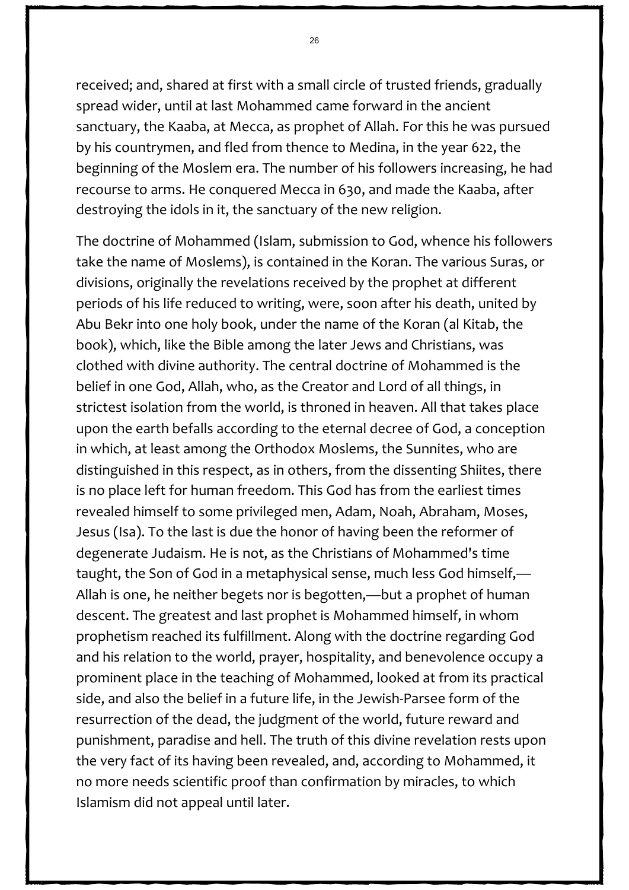received; and, shared at first with a small circle of trusted friends, gradually spread wider, until at last Mohammed came forward in the ancient sanctuary, the Kaaba, at Mecca, as prophet of Allah. For this he was pursued by his countrymen, and fled from thence to Medina, in the year 622, the beginning of the Moslem era. The number of his followers increasing, he had recourse to arms. He conquered Mecca in 630, and made the Kaaba, after destroying the idols in it, the sanctuary of the new religion.

The doctrine of Mohammed (Islam, submission to God, whence his followers take the name of Moslems), is contained in the Koran. The various Suras, or divisions, originally the revelations received by the prophet at different periods of his life reduced to writing, were, soon after his death, united by Abu Bekr into one holy book, under the name of the Koran (al Kitab, the book), which, like the Bible among the later Jews and Christians, was clothed with divine authority. The central doctrine of Mohammed is the belief in one God, Allah, who, as the Creator and Lord of all things, in strictest isolation from the world, is throned in heaven. All that takes place upon the earth befalls according to the eternal decree of God, a conception in which, at least among the Orthodox Moslems, the Sunnites, who are distinguished in this respect, as in others, from the dissenting Shiites, there is no place left for human freedom. This God has from the earliest times revealed himself to some privileged men, Adam, Noah, Abraham, Moses, Jesus (Isa). To the last is due the honor of having been the reformer of degenerate Judaism. He is not, as the Christians of Mohammed's time taught, the Son of God in a metaphysical sense, much less God himself,—Allah is one, he neither begets nor is begotten,—but a prophet of human descent. The greatest and last prophet is Mohammed himself, in whom prophetism reached its fulfillment. Along with the doctrine regarding God and his relation to the world, prayer, hospitality, and benevolence occupy a prominent place in the teaching of Mohammed, looked at from its practical side, and also the belief in a future life, in the Jewish-Parsee form of the resurrection of the dead, the judgment of the world, future reward and punishment, paradise and hell. The truth of this divine revelation rests upon the very fact of its having been revealed, and, according to Mohammed, it no more needs scientific proof than confirmation by miracles, to which Islamism did not appeal until later.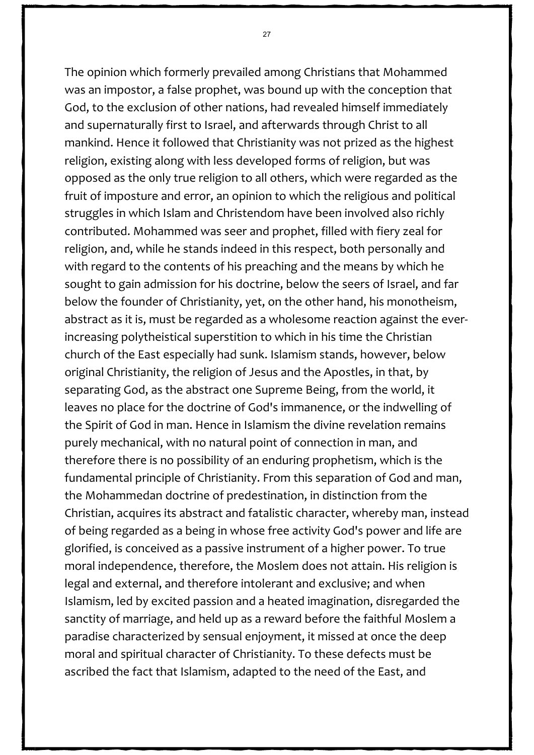The opinion which formerly prevailed among Christians that Mohammed was an impostor, a false prophet, was bound up with the conception that God, to the exclusion of other nations, had revealed himself immediately and supernaturally first to Israel, and afterwards through Christ to all mankind. Hence it followed that Christianity was not prized as the highest religion, existing along with less developed forms of religion, but was opposed as the only true religion to all others, which were regarded as the fruit of imposture and error, an opinion to which the religious and political struggles in which Islam and Christendom have been involved also richly contributed. Mohammed was seer and prophet, filled with fiery zeal for religion, and, while he stands indeed in this respect, both personally and with regard to the contents of his preaching and the means by which he sought to gain admission for his doctrine, below the seers of Israel, and far below the founder of Christianity, yet, on the other hand, his monotheism, abstract as it is, must be regarded as a wholesome reaction against the ever-increasing polytheistical superstition to which in his time the Christian church of the East especially had sunk. Islamism stands, however, below original Christianity, the religion of Jesus and the Apostles, in that, by separating God, as the abstract one Supreme Being, from the world, it leaves no place for the doctrine of God's immanence, or the indwelling of the Spirit of God in man. Hence in Islamism the divine revelation remains purely mechanical, with no natural point of connection in man, and therefore there is no possibility of an enduring prophetism, which is the fundamental principle of Christianity. From this separation of God and man, the Mohammedan doctrine of predestination, in distinction from the Christian, acquires its abstract and fatalistic character, whereby man, instead of being regarded as a being in whose free activity God's power and life are glorified, is conceived as a passive instrument of a higher power. To true moral independence, therefore, the Moslem does not attain. His religion is legal and external, and therefore intolerant and exclusive; and when Islamism, led by excited passion and a heated imagination, disregarded the sanctity of marriage, and held up as a reward before the faithful Moslem a paradise characterized by sensual enjoyment, it missed at once the deep moral and spiritual character of Christianity. To these defects must be ascribed the fact that Islamism, adapted to the need of the East, and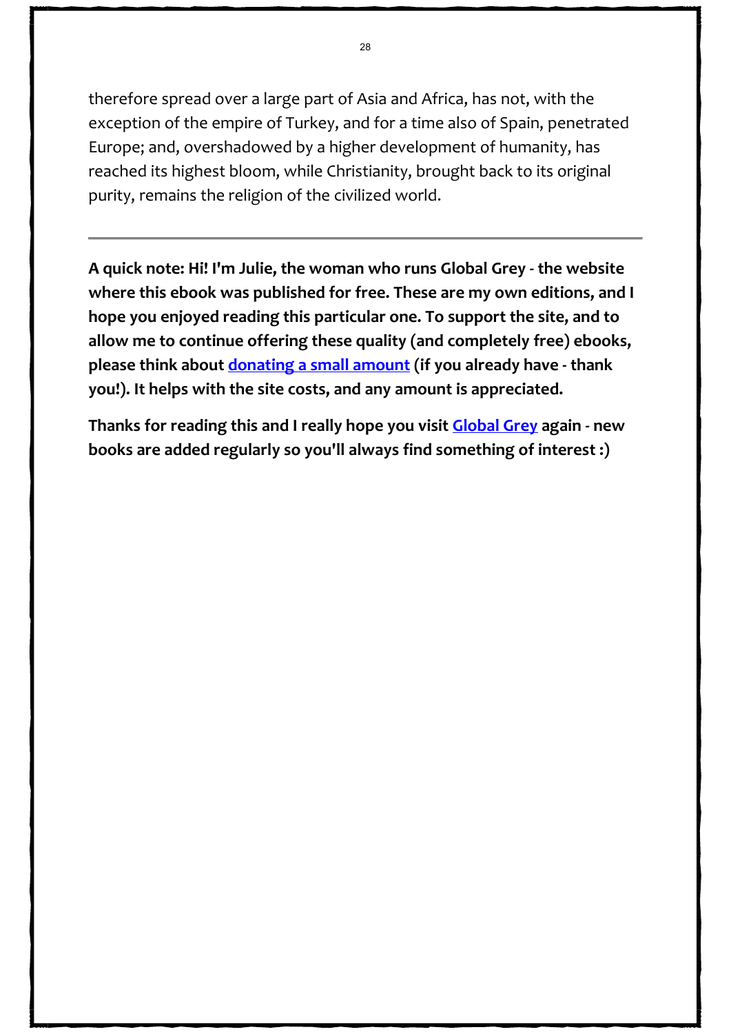therefore spread over a large part of Asia and Africa, has not, with the exception of the empire of Turkey, and for a time also of Spain, penetrated Europe; and, overshadowed by a higher development of humanity, has reached its highest bloom, while Christianity, brought back to its original purity, remains the religion of the civilized world.

---

**A quick note: Hi! I'm Julie, the woman who runs Global Grey - the website where this ebook was published for free. These are my own editions, and I hope you enjoyed reading this particular one. To support the site, and to allow me to continue offering these quality (and completely free) ebooks, please think about donating a small amount (if you already have - thank you!). It helps with the site costs, and any amount is appreciated.**

**Thanks for reading this and I really hope you visit Global Grey again - new books are added regularly so you'll always find something of interest :)**